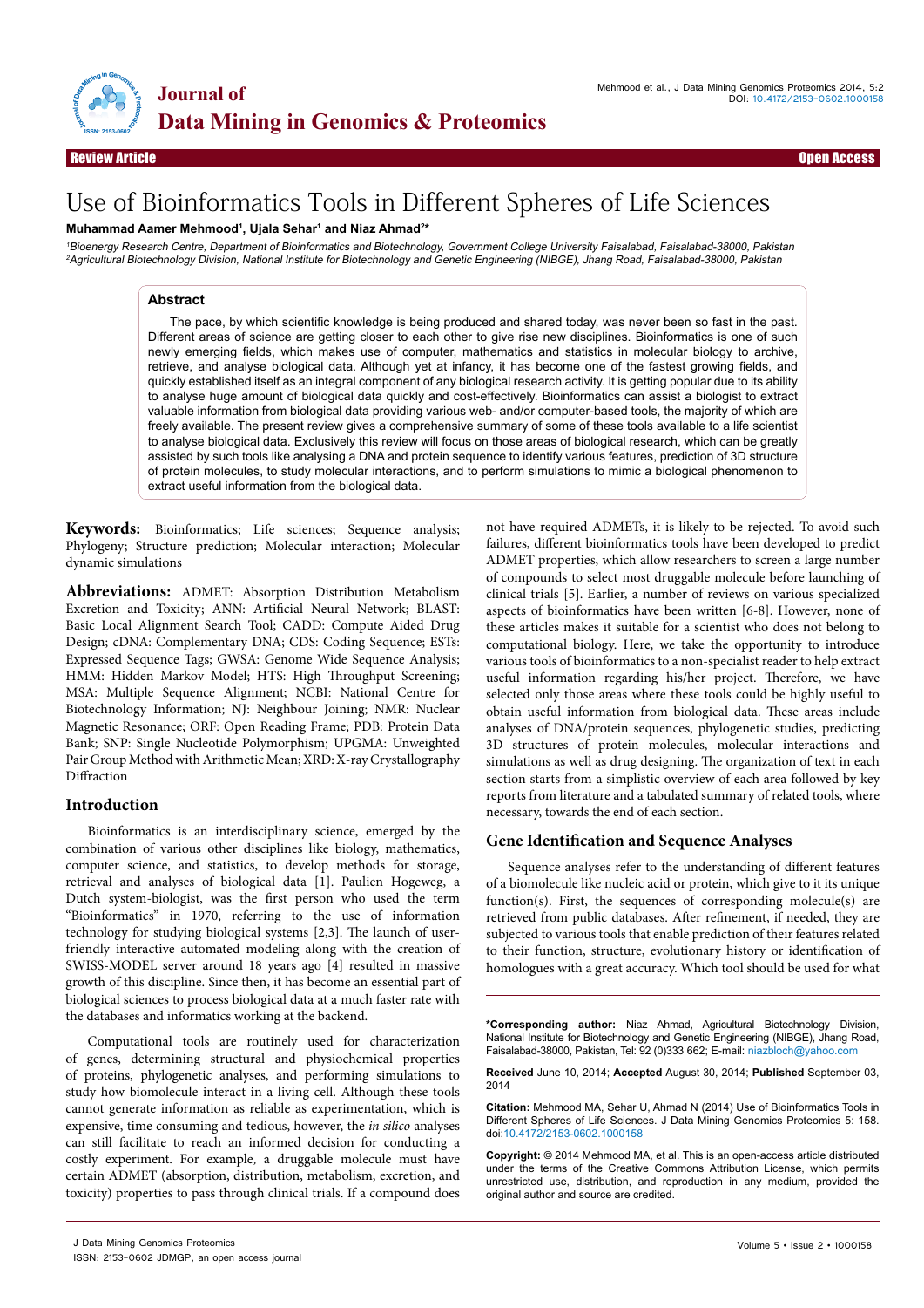Review Article — Open Access

# Use of Bioinformatics Tools in Different Spheres of Life Sciences

**Muhammad Aamer Mehmood[1], Ujala Sehar[1] and Niaz Ahmad[2]***

[1]*Bioenergy Research Centre, Department of Bioinformatics and Biotechnology, Government College University Faisalabad, Faisalabad-38000, Pakistan*
[2]*Agricultural Biotechnology Division, National Institute for Biotechnology and Genetic Engineering (NIBGE), Jhang Road, Faisalabad-38000, Pakistan*

## Abstract

The pace, by which scientific knowledge is being produced and shared today, was never been so fast in the past. Different areas of science are getting closer to each other to give rise new disciplines. Bioinformatics is one of such newly emerging fields, which makes use of computer, mathematics and statistics in molecular biology to archive, retrieve, and analyse biological data. Although yet at infancy, it has become one of the fastest growing fields, and quickly established itself as an integral component of any biological research activity. It is getting popular due to its ability to analyse huge amount of biological data quickly and cost-effectively. Bioinformatics can assist a biologist to extract valuable information from biological data providing various web- and/or computer-based tools, the majority of which are freely available. The present review gives a comprehensive summary of some of these tools available to a life scientist to analyse biological data. Exclusively this review will focus on those areas of biological research, which can be greatly assisted by such tools like analysing a DNA and protein sequence to identify various features, prediction of 3D structure of protein molecules, to study molecular interactions, and to perform simulations to mimic a biological phenomenon to extract useful information from the biological data.

**Keywords:** Bioinformatics; Life sciences; Sequence analysis; Phylogeny; Structure prediction; Molecular interaction; Molecular dynamic simulations

**Abbreviations:** ADMET: Absorption Distribution Metabolism Excretion and Toxicity; ANN: Artificial Neural Network; BLAST: Basic Local Alignment Search Tool; CADD: Compute Aided Drug Design; cDNA: Complementary DNA; CDS: Coding Sequence; ESTs: Expressed Sequence Tags; GWSA: Genome Wide Sequence Analysis; HMM: Hidden Markov Model; HTS: High Throughput Screening; MSA: Multiple Sequence Alignment; NCBI: National Centre for Biotechnology Information; NJ: Neighbour Joining; NMR: Nuclear Magnetic Resonance; ORF: Open Reading Frame; PDB: Protein Data Bank; SNP: Single Nucleotide Polymorphism; UPGMA: Unweighted Pair Group Method with Arithmetic Mean; XRD: X-ray Crystallography Diffraction

## Introduction

Bioinformatics is an interdisciplinary science, emerged by the combination of various other disciplines like biology, mathematics, computer science, and statistics, to develop methods for storage, retrieval and analyses of biological data [1]. Paulien Hogeweg, a Dutch system-biologist, was the first person who used the term "Bioinformatics" in 1970, referring to the use of information technology for studying biological systems [2,3]. The launch of user-friendly interactive automated modeling along with the creation of SWISS-MODEL server around 18 years ago [4] resulted in massive growth of this discipline. Since then, it has become an essential part of biological sciences to process biological data at a much faster rate with the databases and informatics working at the backend.

Computational tools are routinely used for characterization of genes, determining structural and physiochemical properties of proteins, phylogenetic analyses, and performing simulations to study how biomolecule interact in a living cell. Although these tools cannot generate information as reliable as experimentation, which is expensive, time consuming and tedious, however, the *in silico* analyses can still facilitate to reach an informed decision for conducting a costly experiment. For example, a druggable molecule must have certain ADMET (absorption, distribution, metabolism, excretion, and toxicity) properties to pass through clinical trials. If a compound does not have required ADMETs, it is likely to be rejected. To avoid such failures, different bioinformatics tools have been developed to predict ADMET properties, which allow researchers to screen a large number of compounds to select most druggable molecule before launching of clinical trials [5]. Earlier, a number of reviews on various specialized aspects of bioinformatics have been written [6-8]. However, none of these articles makes it suitable for a scientist who does not belong to computational biology. Here, we take the opportunity to introduce various tools of bioinformatics to a non-specialist reader to help extract useful information regarding his/her project. Therefore, we have selected only those areas where these tools could be highly useful to obtain useful information from biological data. These areas include analyses of DNA/protein sequences, phylogenetic studies, predicting 3D structures of protein molecules, molecular interactions and simulations as well as drug designing. The organization of text in each section starts from a simplistic overview of each area followed by key reports from literature and a tabulated summary of related tools, where necessary, towards the end of each section.

## Gene Identification and Sequence Analyses

Sequence analyses refer to the understanding of different features of a biomolecule like nucleic acid or protein, which give to it its unique function(s). First, the sequences of corresponding molecule(s) are retrieved from public databases. After refinement, if needed, they are subjected to various tools that enable prediction of their features related to their function, structure, evolutionary history or identification of homologues with a great accuracy. Which tool should be used for what

---

***Corresponding author:** Niaz Ahmad, Agricultural Biotechnology Division, National Institute for Biotechnology and Genetic Engineering (NIBGE), Jhang Road, Faisalabad-38000, Pakistan, Tel: 92 (0)333 662; E-mail: niazbloch@yahoo.com

**Received** June 10, 2014; **Accepted** August 30, 2014; **Published** September 03, 2014

**Citation:** Mehmood MA, Sehar U, Ahmad N (2014) Use of Bioinformatics Tools in Different Spheres of Life Sciences. J Data Mining Genomics Proteomics 5: 158. doi:10.4172/2153-0602.1000158

**Copyright:** © 2014 Mehmood MA, et al. This is an open-access article distributed under the terms of the Creative Commons Attribution License, which permits unrestricted use, distribution, and reproduction in any medium, provided the original author and source are credited.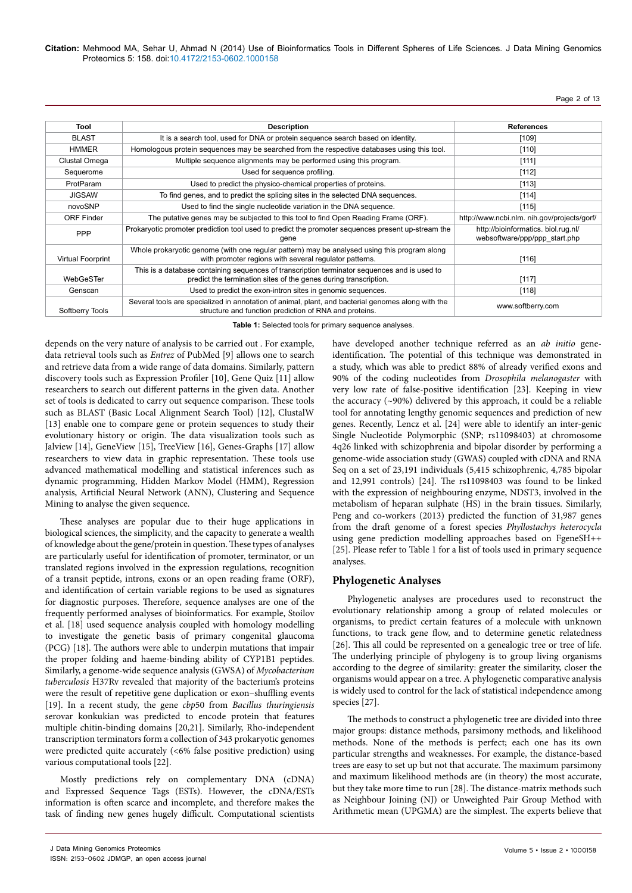| Tool | Description | References |
|---|---|---|
| BLAST | It is a search tool, used for DNA or protein sequence search based on identity. | [109] |
| HMMER | Homologous protein sequences may be searched from the respective databases using this tool. | [110] |
| Clustal Omega | Multiple sequence alignments may be performed using this program. | [111] |
| Sequerome | Used for sequence profiling. | [112] |
| ProtParam | Used to predict the physico-chemical properties of proteins. | [113] |
| JIGSAW | To find genes, and to predict the splicing sites in the selected DNA sequences. | [114] |
| novoSNP | Used to find the single nucleotide variation in the DNA sequence. | [115] |
| ORF Finder | The putative genes may be subjected to this tool to find Open Reading Frame (ORF). | http://www.ncbi.nlm. nih.gov/projects/gorf/ |
| PPP | Prokaryotic promoter prediction tool used to predict the promoter sequences present up-stream the gene | http://bioinformatics. biol.rug.nl/ websoftware/ppp/ppp_start.php |
| Virtual Foorprint | Whole prokaryotic genome (with one regular pattern) may be analysed using this program along with promoter regions with several regulator patterns. | [116] |
| WebGeSTer | This is a database containing sequences of transcription terminator sequences and is used to predict the termination sites of the genes during transcription. | [117] |
| Genscan | Used to predict the exon-intron sites in genomic sequences. | [118] |
| Softberry Tools | Several tools are specialized in annotation of animal, plant, and bacterial genomes along with the structure and function prediction of RNA and proteins. | www.softberry.com |

**Table 1:** Selected tools for primary sequence analyses.

depends on the very nature of analysis to be carried out . For example, data retrieval tools such as *Entrez* of PubMed [9] allows one to search and retrieve data from a wide range of data domains. Similarly, pattern discovery tools such as Expression Profiler [10], Gene Quiz [11] allow researchers to search out different patterns in the given data. Another set of tools is dedicated to carry out sequence comparison. These tools such as BLAST (Basic Local Alignment Search Tool) [12], ClustalW [13] enable one to compare gene or protein sequences to study their evolutionary history or origin. The data visualization tools such as Jalview [14], GeneView [15], TreeView [16], Genes-Graphs [17] allow researchers to view data in graphic representation. These tools use advanced mathematical modelling and statistical inferences such as dynamic programming, Hidden Markov Model (HMM), Regression analysis, Artificial Neural Network (ANN), Clustering and Sequence Mining to analyse the given sequence.

These analyses are popular due to their huge applications in biological sciences, the simplicity, and the capacity to generate a wealth of knowledge about the gene/protein in question. These types of analyses are particularly useful for identification of promoter, terminator, or un translated regions involved in the expression regulations, recognition of a transit peptide, introns, exons or an open reading frame (ORF), and identification of certain variable regions to be used as signatures for diagnostic purposes. Therefore, sequence analyses are one of the frequently performed analyses of bioinformatics. For example, Stoilov et al. [18] used sequence analysis coupled with homology modelling to investigate the genetic basis of primary congenital glaucoma (PCG) [18]. The authors were able to underpin mutations that impair the proper folding and haeme-binding ability of CYP1B1 peptides. Similarly, a genome-wide sequence analysis (GWSA) of *Mycobacterium tuberculosis* H37Rv revealed that majority of the bacterium's proteins were the result of repetitive gene duplication or exon–shuffling events [19]. In a recent study, the gene *cbp*50 from *Bacillus thuringiensis* serovar konkukian was predicted to encode protein that features multiple chitin-binding domains [20,21]. Similarly, Rho-independent transcription terminators form a collection of 343 prokaryotic genomes were predicted quite accurately (<6% false positive prediction) using various computational tools [22].

Mostly predictions rely on complementary DNA (cDNA) and Expressed Sequence Tags (ESTs). However, the cDNA/ESTs information is often scarce and incomplete, and therefore makes the task of finding new genes hugely difficult. Computational scientists have developed another technique referred as an *ab initio* gene-identification. The potential of this technique was demonstrated in a study, which was able to predict 88% of already verified exons and 90% of the coding nucleotides from *Drosophila melanogaster* with very low rate of false-positive identification [23]. Keeping in view the accuracy (~90%) delivered by this approach, it could be a reliable tool for annotating lengthy genomic sequences and prediction of new genes. Recently, Lencz et al. [24] were able to identify an inter-genic Single Nucleotide Polymorphic (SNP; rs11098403) at chromosome 4q26 linked with schizophrenia and bipolar disorder by performing a genome-wide association study (GWAS) coupled with cDNA and RNA Seq on a set of 23,191 individuals (5,415 schizophrenic, 4,785 bipolar and 12,991 controls) [24]. The rs11098403 was found to be linked with the expression of neighbouring enzyme, NDST3, involved in the metabolism of heparan sulphate (HS) in the brain tissues. Similarly, Peng and co-workers (2013) predicted the function of 31,987 genes from the draft genome of a forest species *Phyllostachys heterocycla* using gene prediction modelling approaches based on FgeneSH++ [25]. Please refer to Table 1 for a list of tools used in primary sequence analyses.

## Phylogenetic Analyses

Phylogenetic analyses are procedures used to reconstruct the evolutionary relationship among a group of related molecules or organisms, to predict certain features of a molecule with unknown functions, to track gene flow, and to determine genetic relatedness [26]. This all could be represented on a genealogic tree or tree of life. The underlying principle of phylogeny is to group living organisms according to the degree of similarity: greater the similarity, closer the organisms would appear on a tree. A phylogenetic comparative analysis is widely used to control for the lack of statistical independence among species [27].

The methods to construct a phylogenetic tree are divided into three major groups: distance methods, parsimony methods, and likelihood methods. None of the methods is perfect; each one has its own particular strengths and weaknesses. For example, the distance-based trees are easy to set up but not that accurate. The maximum parsimony and maximum likelihood methods are (in theory) the most accurate, but they take more time to run [28]. The distance-matrix methods such as Neighbour Joining (NJ) or Unweighted Pair Group Method with Arithmetic mean (UPGMA) are the simplest. The experts believe that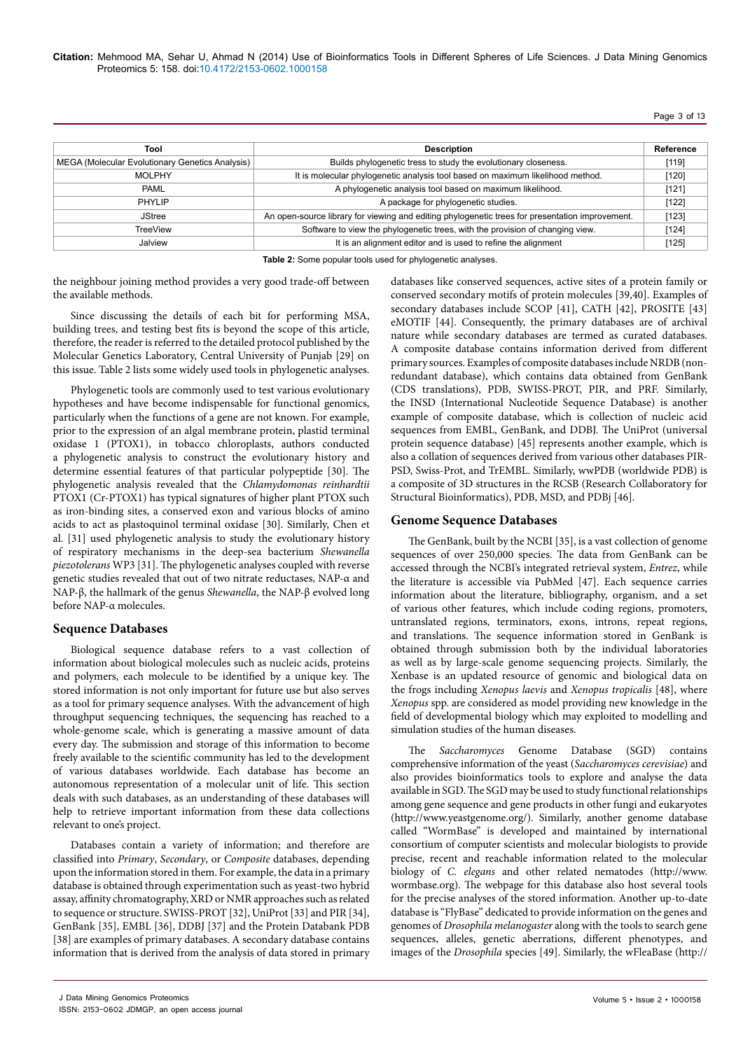| Tool | Description | Reference |
|---|---|---|
| MEGA (Molecular Evolutionary Genetics Analysis) | Builds phylogenetic tress to study the evolutionary closeness. | [119] |
| MOLPHY | It is molecular phylogenetic analysis tool based on maximum likelihood method. | [120] |
| PAML | A phylogenetic analysis tool based on maximum likelihood. | [121] |
| PHYLIP | A package for phylogenetic studies. | [122] |
| JStree | An open-source library for viewing and editing phylogenetic trees for presentation improvement. | [123] |
| TreeView | Software to view the phylogenetic trees, with the provision of changing view. | [124] |
| Jalview | It is an alignment editor and is used to refine the alignment | [125] |

**Table 2:** Some popular tools used for phylogenetic analyses.

the neighbour joining method provides a very good trade-off between the available methods.

Since discussing the details of each bit for performing MSA, building trees, and testing best fits is beyond the scope of this article, therefore, the reader is referred to the detailed protocol published by the Molecular Genetics Laboratory, Central University of Punjab [29] on this issue. Table 2 lists some widely used tools in phylogenetic analyses.

Phylogenetic tools are commonly used to test various evolutionary hypotheses and have become indispensable for functional genomics, particularly when the functions of a gene are not known. For example, prior to the expression of an algal membrane protein, plastid terminal oxidase 1 (PTOX1), in tobacco chloroplasts, authors conducted a phylogenetic analysis to construct the evolutionary history and determine essential features of that particular polypeptide [30]. The phylogenetic analysis revealed that the *Chlamydomonas reinhardtii* PTOX1 (Cr-PTOX1) has typical signatures of higher plant PTOX such as iron-binding sites, a conserved exon and various blocks of amino acids to act as plastoquinol terminal oxidase [30]. Similarly, Chen et al. [31] used phylogenetic analysis to study the evolutionary history of respiratory mechanisms in the deep-sea bacterium *Shewanella piezotolerans* WP3 [31]. The phylogenetic analyses coupled with reverse genetic studies revealed that out of two nitrate reductases, NAP-α and NAP-β, the hallmark of the genus *Shewanella*, the NAP-β evolved long before NAP-α molecules.

## Sequence Databases

Biological sequence database refers to a vast collection of information about biological molecules such as nucleic acids, proteins and polymers, each molecule to be identified by a unique key. The stored information is not only important for future use but also serves as a tool for primary sequence analyses. With the advancement of high throughput sequencing techniques, the sequencing has reached to a whole-genome scale, which is generating a massive amount of data every day. The submission and storage of this information to become freely available to the scientific community has led to the development of various databases worldwide. Each database has become an autonomous representation of a molecular unit of life. This section deals with such databases, as an understanding of these databases will help to retrieve important information from these data collections relevant to one's project.

Databases contain a variety of information; and therefore are classified into *Primary*, *Secondary*, or *Composite* databases, depending upon the information stored in them. For example, the data in a primary database is obtained through experimentation such as yeast-two hybrid assay, affinity chromatography, XRD or NMR approaches such as related to sequence or structure. SWISS-PROT [32], UniProt [33] and PIR [34], GenBank [35], EMBL [36], DDBJ [37] and the Protein Databank PDB [38] are examples of primary databases. A secondary database contains information that is derived from the analysis of data stored in primary databases like conserved sequences, active sites of a protein family or conserved secondary motifs of protein molecules [39,40]. Examples of secondary databases include SCOP [41], CATH [42], PROSITE [43] eMOTIF [44]. Consequently, the primary databases are of archival nature while secondary databases are termed as curated databases. A composite database contains information derived from different primary sources. Examples of composite databases include NRDB (non-redundant database), which contains data obtained from GenBank (CDS translations), PDB, SWISS-PROT, PIR, and PRF. Similarly, the INSD (International Nucleotide Sequence Database) is another example of composite database, which is collection of nucleic acid sequences from EMBL, GenBank, and DDBJ. The UniProt (universal protein sequence database) [45] represents another example, which is also a collation of sequences derived from various other databases PIR-PSD, Swiss-Prot, and TrEMBL. Similarly, wwPDB (worldwide PDB) is a composite of 3D structures in the RCSB (Research Collaboratory for Structural Bioinformatics), PDB, MSD, and PDBj [46].

## Genome Sequence Databases

The GenBank, built by the NCBI [35], is a vast collection of genome sequences of over 250,000 species. The data from GenBank can be accessed through the NCBI's integrated retrieval system, *Entrez*, while the literature is accessible via PubMed [47]. Each sequence carries information about the literature, bibliography, organism, and a set of various other features, which include coding regions, promoters, untranslated regions, terminators, exons, introns, repeat regions, and translations. The sequence information stored in GenBank is obtained through submission both by the individual laboratories as well as by large-scale genome sequencing projects. Similarly, the Xenbase is an updated resource of genomic and biological data on the frogs including *Xenopus laevis* and *Xenopus tropicalis* [48], where *Xenopus* spp. are considered as model providing new knowledge in the field of developmental biology which may exploited to modelling and simulation studies of the human diseases.

The *Saccharomyces* Genome Database (SGD) contains comprehensive information of the yeast (*Saccharomyces cerevisiae*) and also provides bioinformatics tools to explore and analyse the data available in SGD. The SGD may be used to study functional relationships among gene sequence and gene products in other fungi and eukaryotes (http://www.yeastgenome.org/). Similarly, another genome database called "WormBase" is developed and maintained by international consortium of computer scientists and molecular biologists to provide precise, recent and reachable information related to the molecular biology of *C. elegans* and other related nematodes (http://www.wormbase.org). The webpage for this database also host several tools for the precise analyses of the stored information. Another up-to-date database is "FlyBase" dedicated to provide information on the genes and genomes of *Drosophila melanogaster* along with the tools to search gene sequences, alleles, genetic aberrations, different phenotypes, and images of the *Drosophila* species [49]. Similarly, the wFleaBase (http://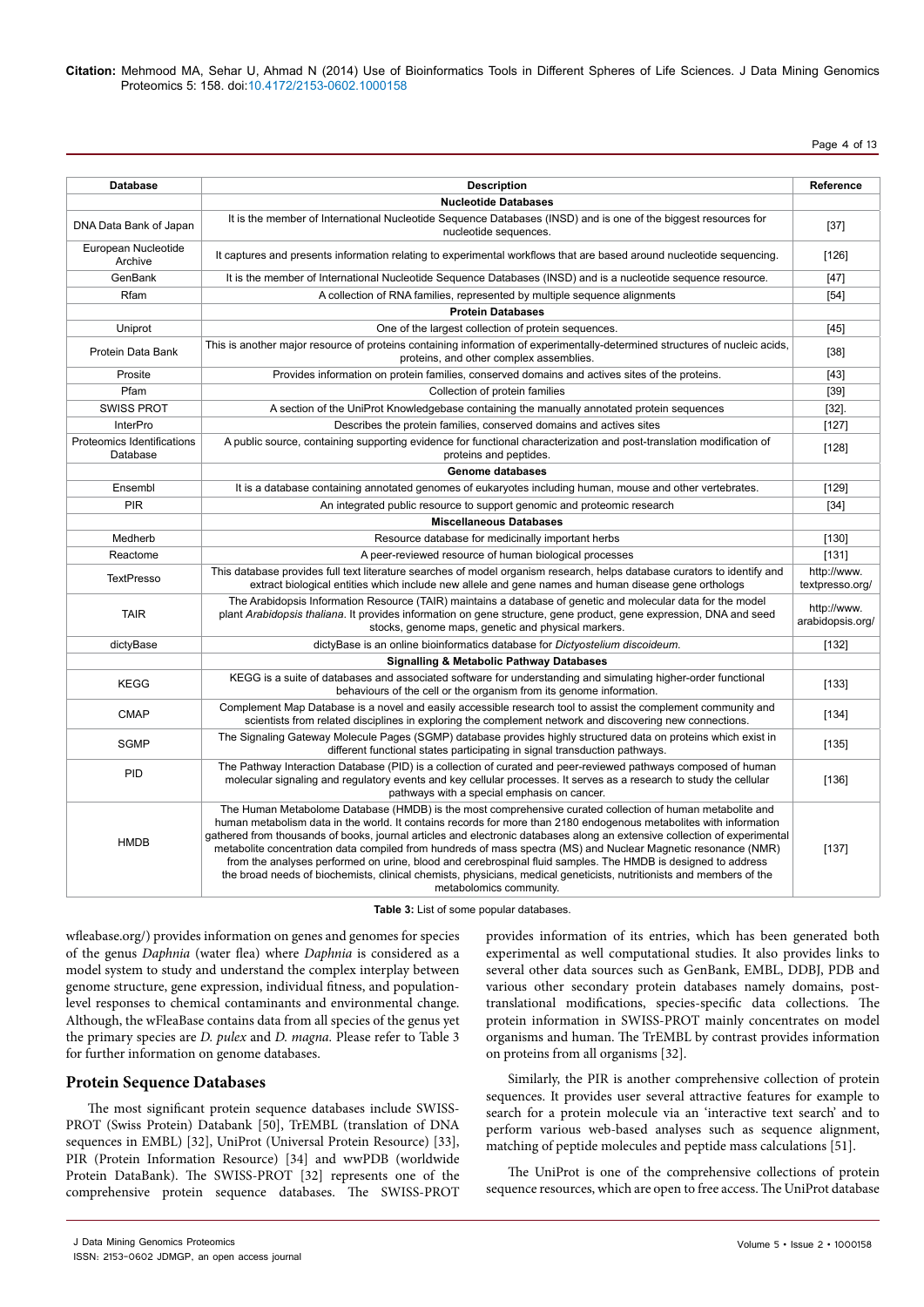| Database | Description | Reference |
|---|---|---|
| | **Nucleotide Databases** | |
| DNA Data Bank of Japan | It is the member of International Nucleotide Sequence Databases (INSD) and is one of the biggest resources for nucleotide sequences. | [37] |
| European Nucleotide Archive | It captures and presents information relating to experimental workflows that are based around nucleotide sequencing. | [126] |
| GenBank | It is the member of International Nucleotide Sequence Databases (INSD) and is a nucleotide sequence resource. | [47] |
| Rfam | A collection of RNA families, represented by multiple sequence alignments | [54] |
| | **Protein Databases** | |
| Uniprot | One of the largest collection of protein sequences. | [45] |
| Protein Data Bank | This is another major resource of proteins containing information of experimentally-determined structures of nucleic acids, proteins, and other complex assemblies. | [38] |
| Prosite | Provides information on protein families, conserved domains and actives sites of the proteins. | [43] |
| Pfam | Collection of protein families | [39] |
| SWISS PROT | A section of the UniProt Knowledgebase containing the manually annotated protein sequences | [32]. |
| InterPro | Describes the protein families, conserved domains and actives sites | [127] |
| Proteomics Identifications Database | A public source, containing supporting evidence for functional characterization and post-translation modification of proteins and peptides. | [128] |
| | **Genome databases** | |
| Ensembl | It is a database containing annotated genomes of eukaryotes including human, mouse and other vertebrates. | [129] |
| PIR | An integrated public resource to support genomic and proteomic research | [34] |
| | **Miscellaneous Databases** | |
| Medherb | Resource database for medicinally important herbs | [130] |
| Reactome | A peer-reviewed resource of human biological processes | [131] |
| TextPresso | This database provides full text literature searches of model organism research, helps database curators to identify and extract biological entities which include new allele and gene names and human disease gene orthologs | http://www.textpresso.org/ |
| TAIR | The Arabidopsis Information Resource (TAIR) maintains a database of genetic and molecular data for the model plant *Arabidopsis thaliana*. It provides information on gene structure, gene product, gene expression, DNA and seed stocks, genome maps, genetic and physical markers. | http://www.arabidopsis.org/ |
| dictyBase | dictyBase is an online bioinformatics database for *Dictyostelium discoideum*. | [132] |
| | **Signalling & Metabolic Pathway Databases** | |
| KEGG | KEGG is a suite of databases and associated software for understanding and simulating higher-order functional behaviours of the cell or the organism from its genome information. | [133] |
| CMAP | Complement Map Database is a novel and easily accessible research tool to assist the complement community and scientists from related disciplines in exploring the complement network and discovering new connections. | [134] |
| SGMP | The Signaling Gateway Molecule Pages (SGMP) database provides highly structured data on proteins which exist in different functional states participating in signal transduction pathways. | [135] |
| PID | The Pathway Interaction Database (PID) is a collection of curated and peer-reviewed pathways composed of human molecular signaling and regulatory events and key cellular processes. It serves as a research to study the cellular pathways with a special emphasis on cancer. | [136] |
| HMDB | The Human Metabolome Database (HMDB) is the most comprehensive curated collection of human metabolite and human metabolism data in the world. It contains records for more than 2180 endogenous metabolites with information gathered from thousands of books, journal articles and electronic databases along an extensive collection of experimental metabolite concentration data compiled from hundreds of mass spectra (MS) and Nuclear Magnetic resonance (NMR) from the analyses performed on urine, blood and cerebrospinal fluid samples. The HMDB is designed to address the broad needs of biochemists, clinical chemists, physicians, medical geneticists, nutritionists and members of the metabolomics community. | [137] |

**Table 3:** List of some popular databases.

wfleabase.org/) provides information on genes and genomes for species of the genus *Daphnia* (water flea) where *Daphnia* is considered as a model system to study and understand the complex interplay between genome structure, gene expression, individual fitness, and population-level responses to chemical contaminants and environmental change. Although, the wFleaBase contains data from all species of the genus yet the primary species are *D. pulex* and *D. magna.* Please refer to Table 3 for further information on genome databases.

## Protein Sequence Databases

The most significant protein sequence databases include SWISS-PROT (Swiss Protein) Databank [50], TrEMBL (translation of DNA sequences in EMBL) [32], UniProt (Universal Protein Resource) [33], PIR (Protein Information Resource) [34] and wwPDB (worldwide Protein DataBank). The SWISS-PROT [32] represents one of the comprehensive protein sequence databases. The SWISS-PROT provides information of its entries, which has been generated both experimental as well computational studies. It also provides links to several other data sources such as GenBank, EMBL, DDBJ, PDB and various other secondary protein databases namely domains, post-translational modifications, species-specific data collections. The protein information in SWISS-PROT mainly concentrates on model organisms and human. The TrEMBL by contrast provides information on proteins from all organisms [32].

Similarly, the PIR is another comprehensive collection of protein sequences. It provides user several attractive features for example to search for a protein molecule via an 'interactive text search' and to perform various web-based analyses such as sequence alignment, matching of peptide molecules and peptide mass calculations [51].

The UniProt is one of the comprehensive collections of protein sequence resources, which are open to free access. The UniProt database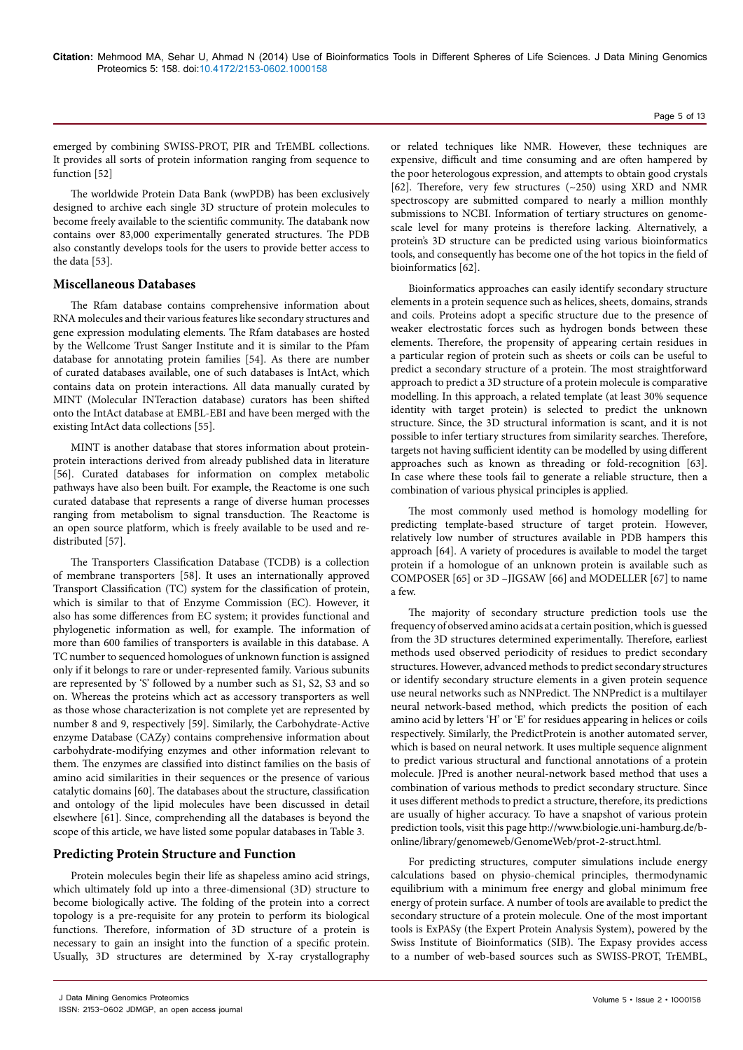emerged by combining SWISS-PROT, PIR and TrEMBL collections. It provides all sorts of protein information ranging from sequence to function [52]

The worldwide Protein Data Bank (wwPDB) has been exclusively designed to archive each single 3D structure of protein molecules to become freely available to the scientific community. The databank now contains over 83,000 experimentally generated structures. The PDB also constantly develops tools for the users to provide better access to the data [53].

## Miscellaneous Databases

The Rfam database contains comprehensive information about RNA molecules and their various features like secondary structures and gene expression modulating elements. The Rfam databases are hosted by the Wellcome Trust Sanger Institute and it is similar to the Pfam database for annotating protein families [54]. As there are number of curated databases available, one of such databases is IntAct, which contains data on protein interactions. All data manually curated by MINT (Molecular INTeraction database) curators has been shifted onto the IntAct database at EMBL-EBI and have been merged with the existing IntAct data collections [55].

MINT is another database that stores information about protein-protein interactions derived from already published data in literature [56]. Curated databases for information on complex metabolic pathways have also been built. For example, the Reactome is one such curated database that represents a range of diverse human processes ranging from metabolism to signal transduction. The Reactome is an open source platform, which is freely available to be used and re-distributed [57].

The Transporters Classification Database (TCDB) is a collection of membrane transporters [58]. It uses an internationally approved Transport Classification (TC) system for the classification of protein, which is similar to that of Enzyme Commission (EC). However, it also has some differences from EC system; it provides functional and phylogenetic information as well, for example. The information of more than 600 families of transporters is available in this database. A TC number to sequenced homologues of unknown function is assigned only if it belongs to rare or under-represented family. Various subunits are represented by 'S' followed by a number such as S1, S2, S3 and so on. Whereas the proteins which act as accessory transporters as well as those whose characterization is not complete yet are represented by number 8 and 9, respectively [59]. Similarly, the Carbohydrate-Active enzyme Database (CAZy) contains comprehensive information about carbohydrate-modifying enzymes and other information relevant to them. The enzymes are classified into distinct families on the basis of amino acid similarities in their sequences or the presence of various catalytic domains [60]. The databases about the structure, classification and ontology of the lipid molecules have been discussed in detail elsewhere [61]. Since, comprehending all the databases is beyond the scope of this article, we have listed some popular databases in Table 3.

## Predicting Protein Structure and Function

Protein molecules begin their life as shapeless amino acid strings, which ultimately fold up into a three-dimensional (3D) structure to become biologically active. The folding of the protein into a correct topology is a pre-requisite for any protein to perform its biological functions. Therefore, information of 3D structure of a protein is necessary to gain an insight into the function of a specific protein. Usually, 3D structures are determined by X-ray crystallography or related techniques like NMR. However, these techniques are expensive, difficult and time consuming and are often hampered by the poor heterologous expression, and attempts to obtain good crystals [62]. Therefore, very few structures (~250) using XRD and NMR spectroscopy are submitted compared to nearly a million monthly submissions to NCBI. Information of tertiary structures on genome-scale level for many proteins is therefore lacking. Alternatively, a protein's 3D structure can be predicted using various bioinformatics tools, and consequently has become one of the hot topics in the field of bioinformatics [62].

Bioinformatics approaches can easily identify secondary structure elements in a protein sequence such as helices, sheets, domains, strands and coils. Proteins adopt a specific structure due to the presence of weaker electrostatic forces such as hydrogen bonds between these elements. Therefore, the propensity of appearing certain residues in a particular region of protein such as sheets or coils can be useful to predict a secondary structure of a protein. The most straightforward approach to predict a 3D structure of a protein molecule is comparative modelling. In this approach, a related template (at least 30% sequence identity with target protein) is selected to predict the unknown structure. Since, the 3D structural information is scant, and it is not possible to infer tertiary structures from similarity searches. Therefore, targets not having sufficient identity can be modelled by using different approaches such as known as threading or fold-recognition [63]. In case where these tools fail to generate a reliable structure, then a combination of various physical principles is applied.

The most commonly used method is homology modelling for predicting template-based structure of target protein. However, relatively low number of structures available in PDB hampers this approach [64]. A variety of procedures is available to model the target protein if a homologue of an unknown protein is available such as COMPOSER [65] or 3D –JIGSAW [66] and MODELLER [67] to name a few.

The majority of secondary structure prediction tools use the frequency of observed amino acids at a certain position, which is guessed from the 3D structures determined experimentally. Therefore, earliest methods used observed periodicity of residues to predict secondary structures. However, advanced methods to predict secondary structures or identify secondary structure elements in a given protein sequence use neural networks such as NNPredict. The NNPredict is a multilayer neural network-based method, which predicts the position of each amino acid by letters 'H' or 'E' for residues appearing in helices or coils respectively. Similarly, the PredictProtein is another automated server, which is based on neural network. It uses multiple sequence alignment to predict various structural and functional annotations of a protein molecule. JPred is another neural-network based method that uses a combination of various methods to predict secondary structure. Since it uses different methods to predict a structure, therefore, its predictions are usually of higher accuracy. To have a snapshot of various protein prediction tools, visit this page http://www.biologie.uni-hamburg.de/b-online/library/genomeweb/GenomeWeb/prot-2-struct.html.

For predicting structures, computer simulations include energy calculations based on physio-chemical principles, thermodynamic equilibrium with a minimum free energy and global minimum free energy of protein surface. A number of tools are available to predict the secondary structure of a protein molecule. One of the most important tools is ExPASy (the Expert Protein Analysis System), powered by the Swiss Institute of Bioinformatics (SIB). The Expasy provides access to a number of web-based sources such as SWISS-PROT, TrEMBL,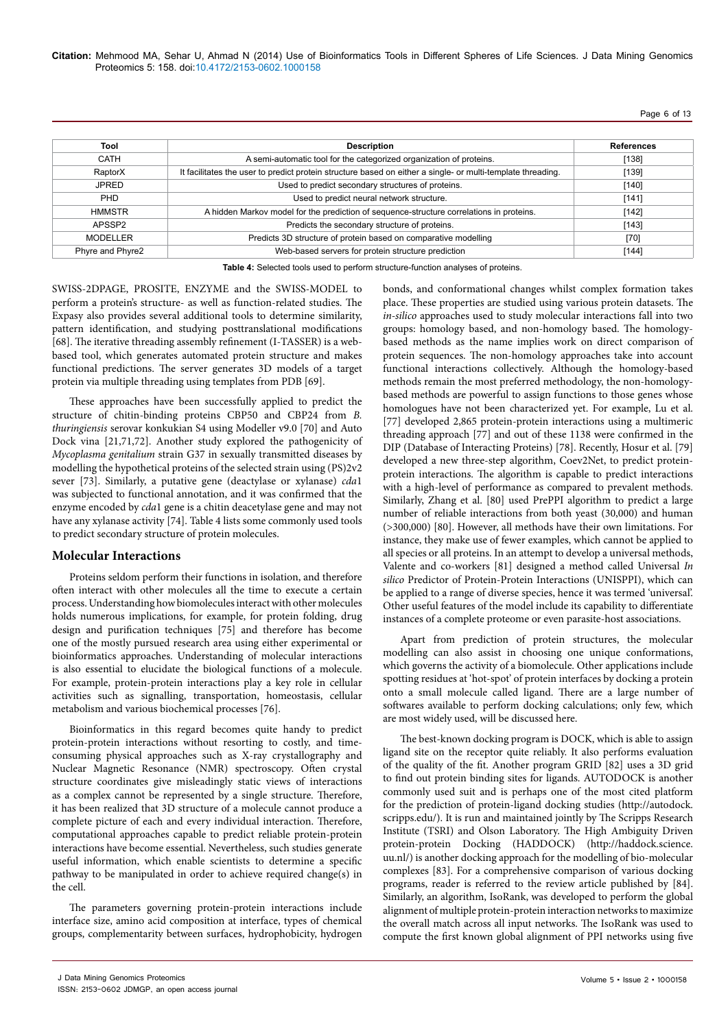| Tool | Description | References |
|---|---|---|
| CATH | A semi-automatic tool for the categorized organization of proteins. | [138] |
| RaptorX | It facilitates the user to predict protein structure based on either a single- or multi-template threading. | [139] |
| JPRED | Used to predict secondary structures of proteins. | [140] |
| PHD | Used to predict neural network structure. | [141] |
| HMMSTR | A hidden Markov model for the prediction of sequence-structure correlations in proteins. | [142] |
| APSSP2 | Predicts the secondary structure of proteins. | [143] |
| MODELLER | Predicts 3D structure of protein based on comparative modelling | [70] |
| Phyre and Phyre2 | Web-based servers for protein structure prediction | [144] |

**Table 4:** Selected tools used to perform structure-function analyses of proteins.

SWISS-2DPAGE, PROSITE, ENZYME and the SWISS-MODEL to perform a protein's structure- as well as function-related studies. The Expasy also provides several additional tools to determine similarity, pattern identification, and studying posttranslational modifications [68]. The iterative threading assembly refinement (I-TASSER) is a web-based tool, which generates automated protein structure and makes functional predictions. The server generates 3D models of a target protein via multiple threading using templates from PDB [69].

These approaches have been successfully applied to predict the structure of chitin-binding proteins CBP50 and CBP24 from *B. thuringiensis* serovar konkukian S4 using Modeller v9.0 [70] and Auto Dock vina [21,71,72]. Another study explored the pathogenicity of *Mycoplasma genitalium* strain G37 in sexually transmitted diseases by modelling the hypothetical proteins of the selected strain using (PS)2v2 sever [73]. Similarly, a putative gene (deactylase or xylanase) *cda*1 was subjected to functional annotation, and it was confirmed that the enzyme encoded by *cda*1 gene is a chitin deacetylase gene and may not have any xylanase activity [74]. Table 4 lists some commonly used tools to predict secondary structure of protein molecules.

## Molecular Interactions

Proteins seldom perform their functions in isolation, and therefore often interact with other molecules all the time to execute a certain process. Understanding how biomolecules interact with other molecules holds numerous implications, for example, for protein folding, drug design and purification techniques [75] and therefore has become one of the mostly pursued research area using either experimental or bioinformatics approaches. Understanding of molecular interactions is also essential to elucidate the biological functions of a molecule. For example, protein-protein interactions play a key role in cellular activities such as signalling, transportation, homeostasis, cellular metabolism and various biochemical processes [76].

Bioinformatics in this regard becomes quite handy to predict protein-protein interactions without resorting to costly, and time-consuming physical approaches such as X-ray crystallography and Nuclear Magnetic Resonance (NMR) spectroscopy. Often crystal structure coordinates give misleadingly static views of interactions as a complex cannot be represented by a single structure. Therefore, it has been realized that 3D structure of a molecule cannot produce a complete picture of each and every individual interaction. Therefore, computational approaches capable to predict reliable protein-protein interactions have become essential. Nevertheless, such studies generate useful information, which enable scientists to determine a specific pathway to be manipulated in order to achieve required change(s) in the cell.

The parameters governing protein-protein interactions include interface size, amino acid composition at interface, types of chemical groups, complementarity between surfaces, hydrophobicity, hydrogen bonds, and conformational changes whilst complex formation takes place. These properties are studied using various protein datasets. The *in-silico* approaches used to study molecular interactions fall into two groups: homology based, and non-homology based. The homology-based methods as the name implies work on direct comparison of protein sequences. The non-homology approaches take into account functional interactions collectively. Although the homology-based methods remain the most preferred methodology, the non-homology-based methods are powerful to assign functions to those genes whose homologues have not been characterized yet. For example, Lu et al. [77] developed 2,865 protein-protein interactions using a multimeric threading approach [77] and out of these 1138 were confirmed in the DIP (Database of Interacting Proteins) [78]. Recently, Hosur et al. [79] developed a new three-step algorithm, Coev2Net, to predict protein-protein interactions. The algorithm is capable to predict interactions with a high-level of performance as compared to prevalent methods. Similarly, Zhang et al. [80] used PrePPI algorithm to predict a large number of reliable interactions from both yeast (30,000) and human (>300,000) [80]. However, all methods have their own limitations. For instance, they make use of fewer examples, which cannot be applied to all species or all proteins. In an attempt to develop a universal methods, Valente and co-workers [81] designed a method called Universal *In silico* Predictor of Protein-Protein Interactions (UNISPPI), which can be applied to a range of diverse species, hence it was termed 'universal'. Other useful features of the model include its capability to differentiate instances of a complete proteome or even parasite-host associations.

Apart from prediction of protein structures, the molecular modelling can also assist in choosing one unique conformations, which governs the activity of a biomolecule. Other applications include spotting residues at 'hot-spot' of protein interfaces by docking a protein onto a small molecule called ligand. There are a large number of softwares available to perform docking calculations; only few, which are most widely used, will be discussed here.

The best-known docking program is DOCK, which is able to assign ligand site on the receptor quite reliably. It also performs evaluation of the quality of the fit. Another program GRID [82] uses a 3D grid to find out protein binding sites for ligands. AUTODOCK is another commonly used suit and is perhaps one of the most cited platform for the prediction of protein-ligand docking studies (http://autodock.scripps.edu/). It is run and maintained jointly by The Scripps Research Institute (TSRI) and Olson Laboratory. The High Ambiguity Driven protein-protein Docking (HADDOCK) (http://haddock.science.uu.nl/) is another docking approach for the modelling of bio-molecular complexes [83]. For a comprehensive comparison of various docking programs, reader is referred to the review article published by [84]. Similarly, an algorithm, IsoRank, was developed to perform the global alignment of multiple protein-protein interaction networks to maximize the overall match across all input networks. The IsoRank was used to compute the first known global alignment of PPI networks using five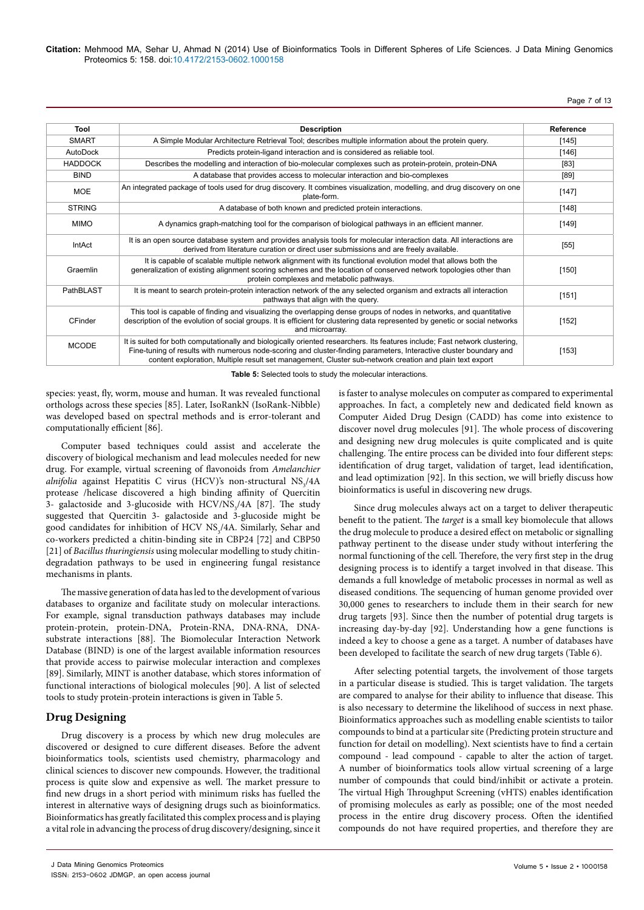| Tool | Description | Reference |
|---|---|---|
| SMART | A Simple Modular Architecture Retrieval Tool; describes multiple information about the protein query. | [145] |
| AutoDock | Predicts protein-ligand interaction and is considered as reliable tool. | [146] |
| HADDOCK | Describes the modelling and interaction of bio-molecular complexes such as protein-protein, protein-DNA | [83] |
| BIND | A database that provides access to molecular interaction and bio-complexes | [89] |
| MOE | An integrated package of tools used for drug discovery. It combines visualization, modelling, and drug discovery on one plate-form. | [147] |
| STRING | A database of both known and predicted protein interactions. | [148] |
| MIMO | A dynamics graph-matching tool for the comparison of biological pathways in an efficient manner. | [149] |
| IntAct | It is an open source database system and provides analysis tools for molecular interaction data. All interactions are derived from literature curation or direct user submissions and are freely available. | [55] |
| Graemlin | It is capable of scalable multiple network alignment with its functional evolution model that allows both the generalization of existing alignment scoring schemes and the location of conserved network topologies other than protein complexes and metabolic pathways. | [150] |
| PathBLAST | It is meant to search protein-protein interaction network of the any selected organism and extracts all interaction pathways that align with the query. | [151] |
| CFinder | This tool is capable of finding and visualizing the overlapping dense groups of nodes in networks, and quantitative description of the evolution of social groups. It is efficient for clustering data represented by genetic or social networks and microarray. | [152] |
| MCODE | It is suited for both computationally and biologically oriented researchers. Its features include; Fast network clustering, Fine-tuning of results with numerous node-scoring and cluster-finding parameters, Interactive cluster boundary and content exploration, Multiple result set management, Cluster sub-network creation and plain text export | [153] |

**Table 5:** Selected tools to study the molecular interactions.

species: yeast, fly, worm, mouse and human. It was revealed functional orthologs across these species [85]. Later, IsoRankN (IsoRank-Nibble) was developed based on spectral methods and is error-tolerant and computationally efficient [86].

Computer based techniques could assist and accelerate the discovery of biological mechanism and lead molecules needed for new drug. For example, virtual screening of flavonoids from *Amelanchier alnifolia* against Hepatitis C virus (HCV)'s non-structural $NS_3$/4A protease /helicase discovered a high binding affinity of Quercitin 3- galactoside and 3-glucoside with HCV/$NS_3$/4A [87]. The study suggested that Quercitin 3- galactoside and 3-glucoside might be good candidates for inhibition of HCV $NS_3$/4A. Similarly, Sehar and co-workers predicted a chitin-binding site in CBP24 [72] and CBP50 [21] of *Bacillus thuringiensis* using molecular modelling to study chitin-degradation pathways to be used in engineering fungal resistance mechanisms in plants.

The massive generation of data has led to the development of various databases to organize and facilitate study on molecular interactions. For example, signal transduction pathways databases may include protein-protein, protein-DNA, Protein-RNA, DNA-RNA, DNA-substrate interactions [88]. The Biomolecular Interaction Network Database (BIND) is one of the largest available information resources that provide access to pairwise molecular interaction and complexes [89]. Similarly, MINT is another database, which stores information of functional interactions of biological molecules [90]. A list of selected tools to study protein-protein interactions is given in Table 5.

## Drug Designing

Drug discovery is a process by which new drug molecules are discovered or designed to cure different diseases. Before the advent bioinformatics tools, scientists used chemistry, pharmacology and clinical sciences to discover new compounds. However, the traditional process is quite slow and expensive as well. The market pressure to find new drugs in a short period with minimum risks has fuelled the interest in alternative ways of designing drugs such as bioinformatics. Bioinformatics has greatly facilitated this complex process and is playing a vital role in advancing the process of drug discovery/designing, since it is faster to analyse molecules on computer as compared to experimental approaches. In fact, a completely new and dedicated field known as Computer Aided Drug Design (CADD) has come into existence to discover novel drug molecules [91]. The whole process of discovering and designing new drug molecules is quite complicated and is quite challenging. The entire process can be divided into four different steps: identification of drug target, validation of target, lead identification, and lead optimization [92]. In this section, we will briefly discuss how bioinformatics is useful in discovering new drugs.

Since drug molecules always act on a target to deliver therapeutic benefit to the patient. The *target* is a small key biomolecule that allows the drug molecule to produce a desired effect on metabolic or signalling pathway pertinent to the disease under study without interfering the normal functioning of the cell. Therefore, the very first step in the drug designing process is to identify a target involved in that disease. This demands a full knowledge of metabolic processes in normal as well as diseased conditions. The sequencing of human genome provided over 30,000 genes to researchers to include them in their search for new drug targets [93]. Since then the number of potential drug targets is increasing day-by-day [92]. Understanding how a gene functions is indeed a key to choose a gene as a target. A number of databases have been developed to facilitate the search of new drug targets (Table 6).

After selecting potential targets, the involvement of those targets in a particular disease is studied. This is target validation. The targets are compared to analyse for their ability to influence that disease. This is also necessary to determine the likelihood of success in next phase. Bioinformatics approaches such as modelling enable scientists to tailor compounds to bind at a particular site (Predicting protein structure and function for detail on modelling). Next scientists have to find a certain compound - lead compound - capable to alter the action of target. A number of bioinformatics tools allow virtual screening of a large number of compounds that could bind/inhibit or activate a protein. The virtual High Throughput Screening (vHTS) enables identification of promising molecules as early as possible; one of the most needed process in the entire drug discovery process. Often the identified compounds do not have required properties, and therefore they are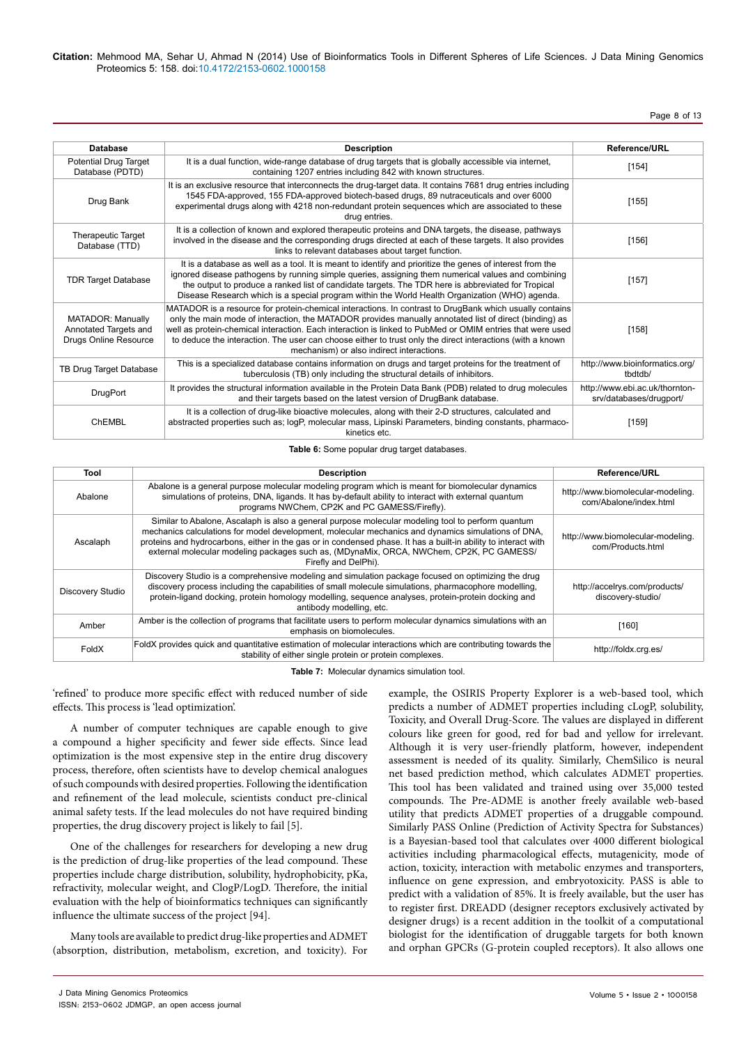| Database | Description | Reference/URL |
|---|---|---|
| Potential Drug Target Database (PDTD) | It is a dual function, wide-range database of drug targets that is globally accessible via internet, containing 1207 entries including 842 with known structures. | [154] |
| Drug Bank | It is an exclusive resource that interconnects the drug-target data. It contains 7681 drug entries including 1545 FDA-approved, 155 FDA-approved biotech-based drugs, 89 nutraceuticals and over 6000 experimental drugs along with 4218 non-redundant protein sequences which are associated to these drug entries. | [155] |
| Therapeutic Target Database (TTD) | It is a collection of known and explored therapeutic proteins and DNA targets, the disease, pathways involved in the disease and the corresponding drugs directed at each of these targets. It also provides links to relevant databases about target function. | [156] |
| TDR Target Database | It is a database as well as a tool. It is meant to identify and prioritize the genes of interest from the ignored disease pathogens by running simple queries, assigning them numerical values and combining the output to produce a ranked list of candidate targets. The TDR here is abbreviated for Tropical Disease Research which is a special program within the World Health Organization (WHO) agenda. | [157] |
| MATADOR: Manually Annotated Targets and Drugs Online Resource | MATADOR is a resource for protein-chemical interactions. In contrast to DrugBank which usually contains only the main mode of interaction, the MATADOR provides manually annotated list of direct (binding) as well as protein-chemical interaction. Each interaction is linked to PubMed or OMIM entries that were used to deduce the interaction. The user can choose either to trust only the direct interactions (with a known mechanism) or also indirect interactions. | [158] |
| TB Drug Target Database | This is a specialized database contains information on drugs and target proteins for the treatment of tuberculosis (TB) only including the structural details of inhibitors. | http://www.bioinformatics.org/tbdtdb/ |
| DrugPort | It provides the structural information available in the Protein Data Bank (PDB) related to drug molecules and their targets based on the latest version of DrugBank database. | http://www.ebi.ac.uk/thornton-srv/databases/drugport/ |
| ChEMBL | It is a collection of drug-like bioactive molecules, along with their 2-D structures, calculated and abstracted properties such as; logP, molecular mass, Lipinski Parameters, binding constants, pharmaco-kinetics etc. | [159] |

**Table 6:** Some popular drug target databases.

| Tool | Description | Reference/URL |
|---|---|---|
| Abalone | Abalone is a general purpose molecular modeling program which is meant for biomolecular dynamics simulations of proteins, DNA, ligands. It has by-default ability to interact with external quantum programs NWChem, CP2K and PC GAMESS/Firefly). | http://www.biomolecular-modeling.com/Abalone/index.html |
| Ascalaph | Similar to Abalone, Ascalaph is also a general purpose molecular modeling tool to perform quantum mechanics calculations for model development, molecular mechanics and dynamics simulations of DNA, proteins and hydrocarbons, either in the gas or in condensed phase. It has a built-in ability to interact with external molecular modeling packages such as, (MDynaMix, ORCA, NWChem, CP2K, PC GAMESS/Firefly and DelPhi). | http://www.biomolecular-modeling.com/Products.html |
| Discovery Studio | Discovery Studio is a comprehensive modeling and simulation package focused on optimizing the drug discovery process including the capabilities of small molecule simulations, pharmacophore modelling, protein-ligand docking, protein homology modelling, sequence analyses, protein-protein docking and antibody modelling, etc. | http://accelrys.com/products/discovery-studio/ |
| Amber | Amber is the collection of programs that facilitate users to perform molecular dynamics simulations with an emphasis on biomolecules. | [160] |
| FoldX | FoldX provides quick and quantitative estimation of molecular interactions which are contributing towards the stability of either single protein or protein complexes. | http://foldx.crg.es/ |

**Table 7:** Molecular dynamics simulation tool.

'refined' to produce more specific effect with reduced number of side effects. This process is 'lead optimization'.

A number of computer techniques are capable enough to give a compound a higher specificity and fewer side effects. Since lead optimization is the most expensive step in the entire drug discovery process, therefore, often scientists have to develop chemical analogues of such compounds with desired properties. Following the identification and refinement of the lead molecule, scientists conduct pre-clinical animal safety tests. If the lead molecules do not have required binding properties, the drug discovery project is likely to fail [5].

One of the challenges for researchers for developing a new drug is the prediction of drug-like properties of the lead compound. These properties include charge distribution, solubility, hydrophobicity, pKa, refractivity, molecular weight, and ClogP/LogD. Therefore, the initial evaluation with the help of bioinformatics techniques can significantly influence the ultimate success of the project [94].

Many tools are available to predict drug-like properties and ADMET (absorption, distribution, metabolism, excretion, and toxicity). For example, the OSIRIS Property Explorer is a web-based tool, which predicts a number of ADMET properties including cLogP, solubility, Toxicity, and Overall Drug-Score. The values are displayed in different colours like green for good, red for bad and yellow for irrelevant. Although it is very user-friendly platform, however, independent assessment is needed of its quality. Similarly, ChemSilico is neural net based prediction method, which calculates ADMET properties. This tool has been validated and trained using over 35,000 tested compounds. The Pre-ADME is another freely available web-based utility that predicts ADMET properties of a druggable compound. Similarly PASS Online (Prediction of Activity Spectra for Substances) is a Bayesian-based tool that calculates over 4000 different biological activities including pharmacological effects, mutagenicity, mode of action, toxicity, interaction with metabolic enzymes and transporters, influence on gene expression, and embryotoxicity. PASS is able to predict with a validation of 85%. It is freely available, but the user has to register first. DREADD (designer receptors exclusively activated by designer drugs) is a recent addition in the toolkit of a computational biologist for the identification of druggable targets for both known and orphan GPCRs (G-protein coupled receptors). It also allows one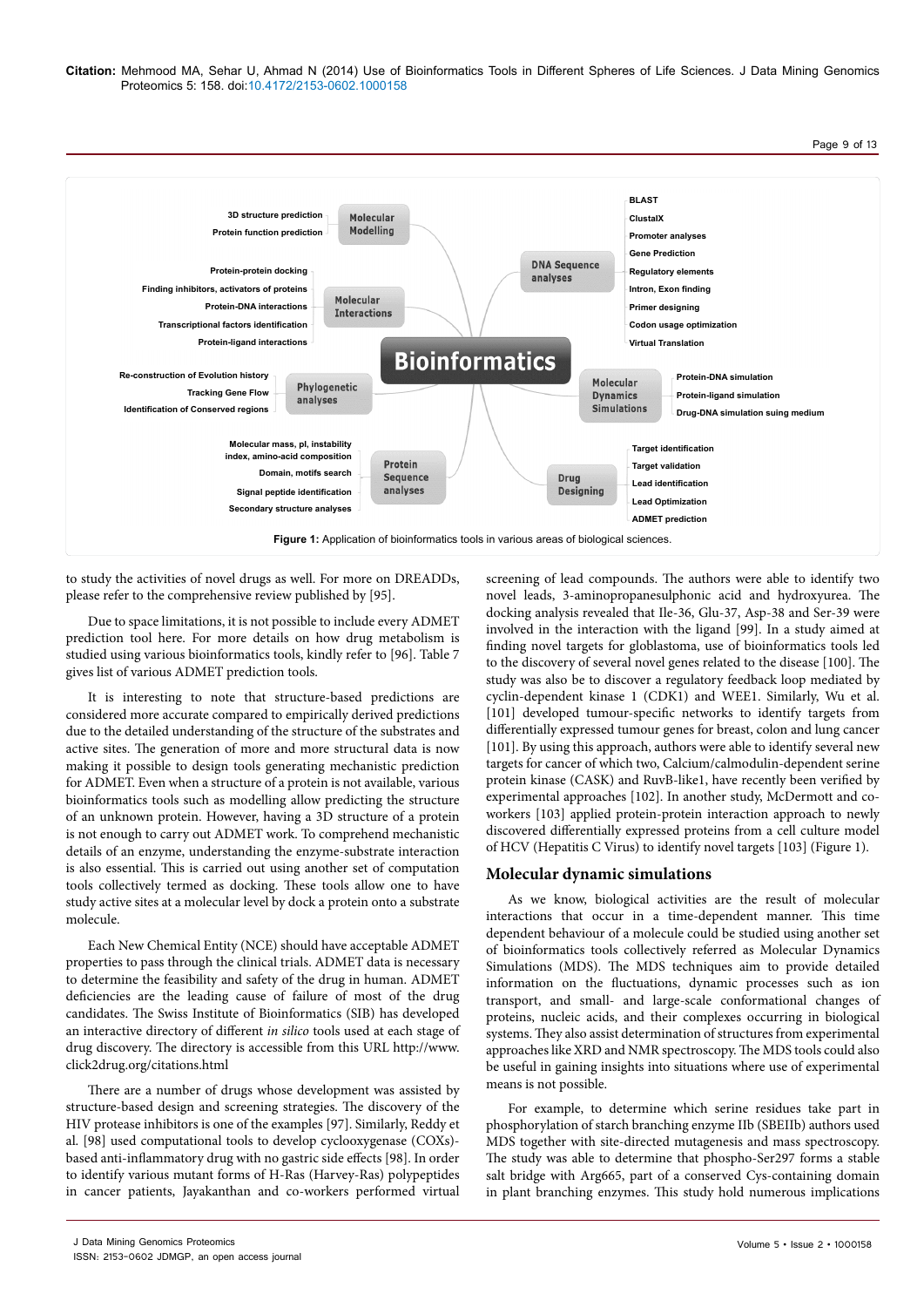Figure 1: Application of bioinformatics tools in various areas of biological sciences.

to study the activities of novel drugs as well. For more on DREADDs, please refer to the comprehensive review published by [95].

Due to space limitations, it is not possible to include every ADMET prediction tool here. For more details on how drug metabolism is studied using various bioinformatics tools, kindly refer to [96]. Table 7 gives list of various ADMET prediction tools.

It is interesting to note that structure-based predictions are considered more accurate compared to empirically derived predictions due to the detailed understanding of the structure of the substrates and active sites. The generation of more and more structural data is now making it possible to design tools generating mechanistic prediction for ADMET. Even when a structure of a protein is not available, various bioinformatics tools such as modelling allow predicting the structure of an unknown protein. However, having a 3D structure of a protein is not enough to carry out ADMET work. To comprehend mechanistic details of an enzyme, understanding the enzyme-substrate interaction is also essential. This is carried out using another set of computation tools collectively termed as docking. These tools allow one to have study active sites at a molecular level by dock a protein onto a substrate molecule.

Each New Chemical Entity (NCE) should have acceptable ADMET properties to pass through the clinical trials. ADMET data is necessary to determine the feasibility and safety of the drug in human. ADMET deficiencies are the leading cause of failure of most of the drug candidates. The Swiss Institute of Bioinformatics (SIB) has developed an interactive directory of different *in silico* tools used at each stage of drug discovery. The directory is accessible from this URL http://www.click2drug.org/citations.html

There are a number of drugs whose development was assisted by structure-based design and screening strategies. The discovery of the HIV protease inhibitors is one of the examples [97]. Similarly, Reddy et al. [98] used computational tools to develop cyclooxygenase (COXs)-based anti-inflammatory drug with no gastric side effects [98]. In order to identify various mutant forms of H-Ras (Harvey-Ras) polypeptides in cancer patients, Jayakanthan and co-workers performed virtual screening of lead compounds. The authors were able to identify two novel leads, 3-aminopropanesulphonic acid and hydroxyurea. The docking analysis revealed that Ile-36, Glu-37, Asp-38 and Ser-39 were involved in the interaction with the ligand [99]. In a study aimed at finding novel targets for globlastoma, use of bioinformatics tools led to the discovery of several novel genes related to the disease [100]. The study was also be to discover a regulatory feedback loop mediated by cyclin-dependent kinase 1 (CDK1) and WEE1. Similarly, Wu et al. [101] developed tumour-specific networks to identify targets from differentially expressed tumour genes for breast, colon and lung cancer [101]. By using this approach, authors were able to identify several new targets for cancer of which two, Calcium/calmodulin-dependent serine protein kinase (CASK) and RuvB-like1, have recently been verified by experimental approaches [102]. In another study, McDermott and co-workers [103] applied protein-protein interaction approach to newly discovered differentially expressed proteins from a cell culture model of HCV (Hepatitis C Virus) to identify novel targets [103] (Figure 1).

## Molecular dynamic simulations

As we know, biological activities are the result of molecular interactions that occur in a time-dependent manner. This time dependent behaviour of a molecule could be studied using another set of bioinformatics tools collectively referred as Molecular Dynamics Simulations (MDS). The MDS techniques aim to provide detailed information on the fluctuations, dynamic processes such as ion transport, and small- and large-scale conformational changes of proteins, nucleic acids, and their complexes occurring in biological systems. They also assist determination of structures from experimental approaches like XRD and NMR spectroscopy. The MDS tools could also be useful in gaining insights into situations where use of experimental means is not possible.

For example, to determine which serine residues take part in phosphorylation of starch branching enzyme IIb (SBEIIb) authors used MDS together with site-directed mutagenesis and mass spectroscopy. The study was able to determine that phospho-Ser297 forms a stable salt bridge with Arg665, part of a conserved Cys-containing domain in plant branching enzymes. This study hold numerous implications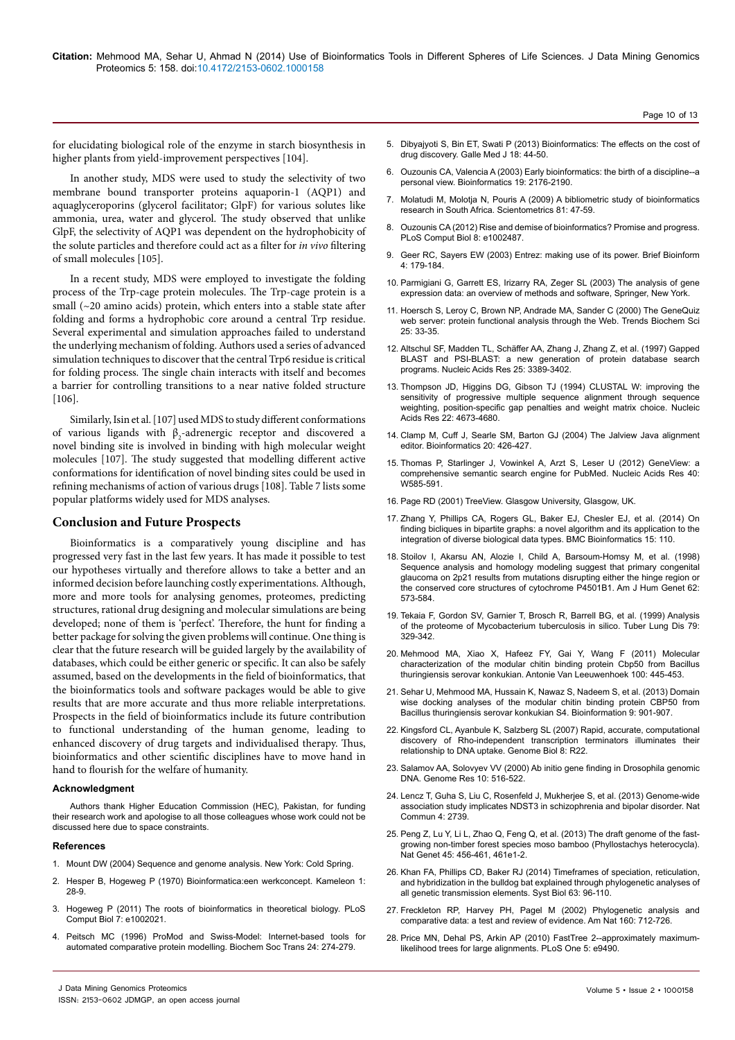for elucidating biological role of the enzyme in starch biosynthesis in higher plants from yield-improvement perspectives [104].

In another study, MDS were used to study the selectivity of two membrane bound transporter proteins aquaporin-1 (AQP1) and aquaglyceroporins (glycerol facilitator; GlpF) for various solutes like ammonia, urea, water and glycerol. The study observed that unlike GlpF, the selectivity of AQP1 was dependent on the hydrophobicity of the solute particles and therefore could act as a filter for *in vivo* filtering of small molecules [105].

In a recent study, MDS were employed to investigate the folding process of the Trp-cage protein molecules. The Trp-cage protein is a small (~20 amino acids) protein, which enters into a stable state after folding and forms a hydrophobic core around a central Trp residue. Several experimental and simulation approaches failed to understand the underlying mechanism of folding. Authors used a series of advanced simulation techniques to discover that the central Trp6 residue is critical for folding process. The single chain interacts with itself and becomes a barrier for controlling transitions to a near native folded structure [106].

Similarly, Isin et al. [107] used MDS to study different conformations of various ligands with $\beta_2$-adrenergic receptor and discovered a novel binding site is involved in binding with high molecular weight molecules [107]. The study suggested that modelling different active conformations for identification of novel binding sites could be used in refining mechanisms of action of various drugs [108]. Table 7 lists some popular platforms widely used for MDS analyses.

## Conclusion and Future Prospects

Bioinformatics is a comparatively young discipline and has progressed very fast in the last few years. It has made it possible to test our hypotheses virtually and therefore allows to take a better and an informed decision before launching costly experimentations. Although, more and more tools for analysing genomes, proteomes, predicting structures, rational drug designing and molecular simulations are being developed; none of them is 'perfect'. Therefore, the hunt for finding a better package for solving the given problems will continue. One thing is clear that the future research will be guided largely by the availability of databases, which could be either generic or specific. It can also be safely assumed, based on the developments in the field of bioinformatics, that the bioinformatics tools and software packages would be able to give results that are more accurate and thus more reliable interpretations. Prospects in the field of bioinformatics include its future contribution to functional understanding of the human genome, leading to enhanced discovery of drug targets and individualised therapy. Thus, bioinformatics and other scientific disciplines have to move hand in hand to flourish for the welfare of humanity.

### Acknowledgment

Authors thank Higher Education Commission (HEC), Pakistan, for funding their research work and apologise to all those colleagues whose work could not be discussed here due to space constraints.

### References

1. Mount DW (2004) Sequence and genome analysis. New York: Cold Spring.
2. Hesper B, Hogeweg P (1970) Bioinformatica:een werkconcept. Kameleon 1: 28-9.
3. Hogeweg P (2011) The roots of bioinformatics in theoretical biology. PLoS Comput Biol 7: e1002021.
4. Peitsch MC (1996) ProMod and Swiss-Model: Internet-based tools for automated comparative protein modelling. Biochem Soc Trans 24: 274-279.
5. Dibyajyoti S, Bin ET, Swati P (2013) Bioinformatics: The effects on the cost of drug discovery. Galle Med J 18: 44-50.
6. Ouzounis CA, Valencia A (2003) Early bioinformatics: the birth of a discipline--a personal view. Bioinformatics 19: 2176-2190.
7. Molatudi M, Molotja N, Pouris A (2009) A bibliometric study of bioinformatics research in South Africa. Scientometrics 81: 47-59.
8. Ouzounis CA (2012) Rise and demise of bioinformatics? Promise and progress. PLoS Comput Biol 8: e1002487.
9. Geer RC, Sayers EW (2003) Entrez: making use of its power. Brief Bioinform 4: 179-184.
10. Parmigiani G, Garrett ES, Irizarry RA, Zeger SL (2003) The analysis of gene expression data: an overview of methods and software, Springer, New York.
11. Hoersch S, Leroy C, Brown NP, Andrade MA, Sander C (2000) The GeneQuiz web server: protein functional analysis through the Web. Trends Biochem Sci 25: 33-35.
12. Altschul SF, Madden TL, Schäffer AA, Zhang J, Zhang Z, et al. (1997) Gapped BLAST and PSI-BLAST: a new generation of protein database search programs. Nucleic Acids Res 25: 3389-3402.
13. Thompson JD, Higgins DG, Gibson TJ (1994) CLUSTAL W: improving the sensitivity of progressive multiple sequence alignment through sequence weighting, position-specific gap penalties and weight matrix choice. Nucleic Acids Res 22: 4673-4680.
14. Clamp M, Cuff J, Searle SM, Barton GJ (2004) The Jalview Java alignment editor. Bioinformatics 20: 426-427.
15. Thomas P, Starlinger J, Vowinkel A, Arzt S, Leser U (2012) GeneView: a comprehensive semantic search engine for PubMed. Nucleic Acids Res 40: W585-591.
16. Page RD (2001) TreeView. Glasgow University, Glasgow, UK.
17. Zhang Y, Phillips CA, Rogers GL, Baker EJ, Chesler EJ, et al. (2014) On finding bicliques in bipartite graphs: a novel algorithm and its application to the integration of diverse biological data types. BMC Bioinformatics 15: 110.
18. Stoilov I, Akarsu AN, Alozie I, Child A, Barsoum-Homsy M, et al. (1998) Sequence analysis and homology modeling suggest that primary congenital glaucoma on 2p21 results from mutations disrupting either the hinge region or the conserved core structures of cytochrome P4501B1. Am J Hum Genet 62: 573-584.
19. Tekaia F, Gordon SV, Garnier T, Brosch R, Barrell BG, et al. (1999) Analysis of the proteome of Mycobacterium tuberculosis in silico. Tuber Lung Dis 79: 329-342.
20. Mehmood MA, Xiao X, Hafeez FY, Gai Y, Wang F (2011) Molecular characterization of the modular chitin binding protein Cbp50 from Bacillus thuringiensis serovar konkukian. Antonie Van Leeuwenhoek 100: 445-453.
21. Sehar U, Mehmood MA, Hussain K, Nawaz S, Nadeem S, et al. (2013) Domain wise docking analyses of the modular chitin binding protein CBP50 from Bacillus thuringiensis serovar konkukian S4. Bioinformation 9: 901-907.
22. Kingsford CL, Ayanbule K, Salzberg SL (2007) Rapid, accurate, computational discovery of Rho-independent transcription terminators illuminates their relationship to DNA uptake. Genome Biol 8: R22.
23. Salamov AA, Solovyev VV (2000) Ab initio gene finding in Drosophila genomic DNA. Genome Res 10: 516-522.
24. Lencz T, Guha S, Liu C, Rosenfeld J, Mukherjee S, et al. (2013) Genome-wide association study implicates NDST3 in schizophrenia and bipolar disorder. Nat Commun 4: 2739.
25. Peng Z, Lu Y, Li L, Zhao Q, Feng Q, et al. (2013) The draft genome of the fast-growing non-timber forest species moso bamboo (Phyllostachys heterocycla). Nat Genet 45: 456-461, 461e1-2.
26. Khan FA, Phillips CD, Baker RJ (2014) Timeframes of speciation, reticulation, and hybridization in the bulldog bat explained through phylogenetic analyses of all genetic transmission elements. Syst Biol 63: 96-110.
27. Freckleton RP, Harvey PH, Pagel M (2002) Phylogenetic analysis and comparative data: a test and review of evidence. Am Nat 160: 712-726.
28. Price MN, Dehal PS, Arkin AP (2010) FastTree 2--approximately maximum-likelihood trees for large alignments. PLoS One 5: e9490.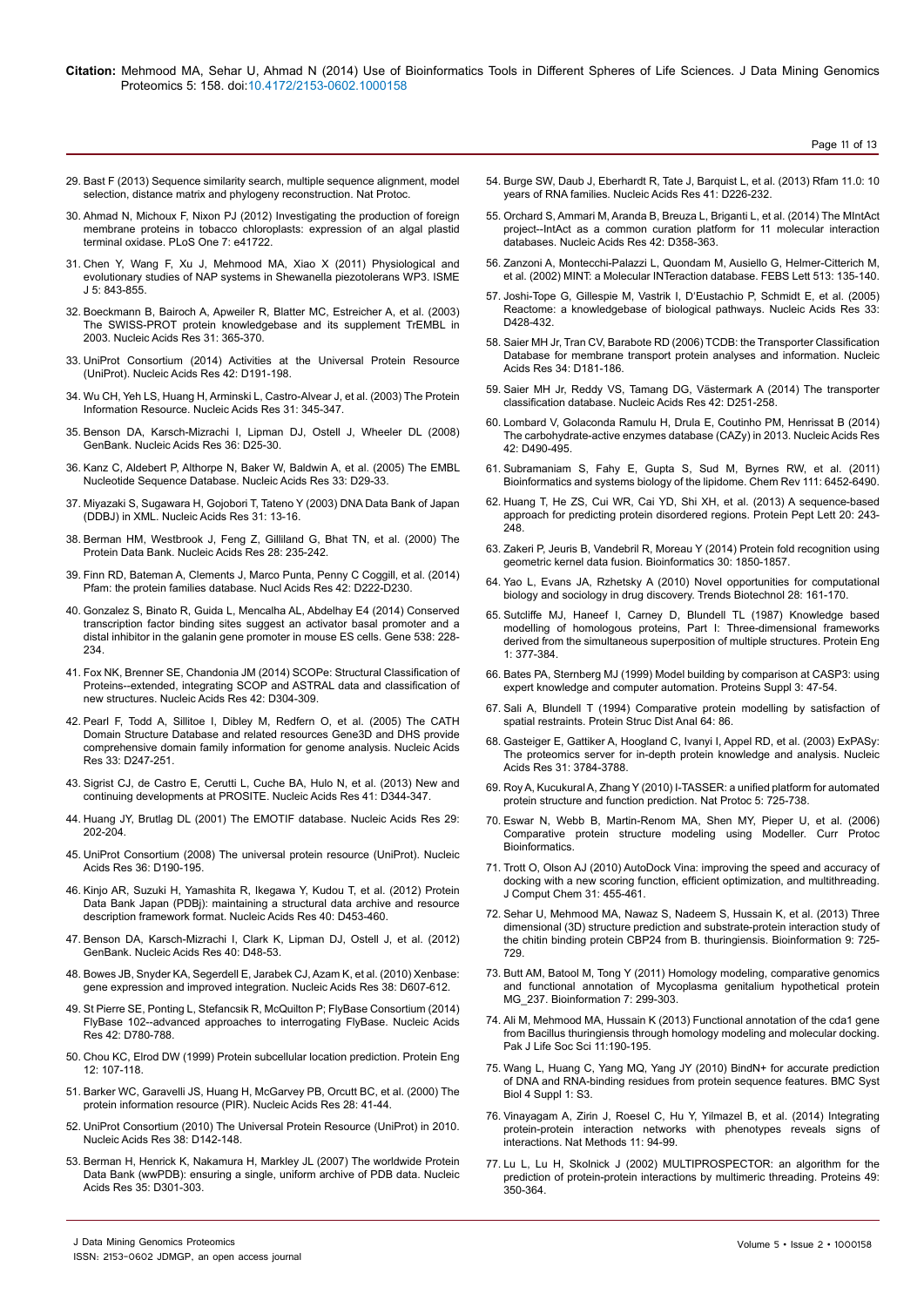29. Bast F (2013) Sequence similarity search, multiple sequence alignment, model selection, distance matrix and phylogeny reconstruction. Nat Protoc.

30. Ahmad N, Michoux F, Nixon PJ (2012) Investigating the production of foreign membrane proteins in tobacco chloroplasts: expression of an algal plastid terminal oxidase. PLoS One 7: e41722.

31. Chen Y, Wang F, Xu J, Mehmood MA, Xiao X (2011) Physiological and evolutionary studies of NAP systems in Shewanella piezotolerans WP3. ISME J 5: 843-855.

32. Boeckmann B, Bairoch A, Apweiler R, Blatter MC, Estreicher A, et al. (2003) The SWISS-PROT protein knowledgebase and its supplement TrEMBL in 2003. Nucleic Acids Res 31: 365-370.

33. UniProt Consortium (2014) Activities at the Universal Protein Resource (UniProt). Nucleic Acids Res 42: D191-198.

34. Wu CH, Yeh LS, Huang H, Arminski L, Castro-Alvear J, et al. (2003) The Protein Information Resource. Nucleic Acids Res 31: 345-347.

35. Benson DA, Karsch-Mizrachi I, Lipman DJ, Ostell J, Wheeler DL (2008) GenBank. Nucleic Acids Res 36: D25-30.

36. Kanz C, Aldebert P, Althorpe N, Baker W, Baldwin A, et al. (2005) The EMBL Nucleotide Sequence Database. Nucleic Acids Res 33: D29-33.

37. Miyazaki S, Sugawara H, Gojobori T, Tateno Y (2003) DNA Data Bank of Japan (DDBJ) in XML. Nucleic Acids Res 31: 13-16.

38. Berman HM, Westbrook J, Feng Z, Gilliland G, Bhat TN, et al. (2000) The Protein Data Bank. Nucleic Acids Res 28: 235-242.

39. Finn RD, Bateman A, Clements J, Marco Punta, Penny C Coggill, et al. (2014) Pfam: the protein families database. Nucl Acids Res 42: D222-D230.

40. Gonzalez S, Binato R, Guida L, Mencalha AL, Abdelhay E4 (2014) Conserved transcription factor binding sites suggest an activator basal promoter and a distal inhibitor in the galanin gene promoter in mouse ES cells. Gene 538: 228-234.

41. Fox NK, Brenner SE, Chandonia JM (2014) SCOPe: Structural Classification of Proteins--extended, integrating SCOP and ASTRAL data and classification of new structures. Nucleic Acids Res 42: D304-309.

42. Pearl F, Todd A, Sillitoe I, Dibley M, Redfern O, et al. (2005) The CATH Domain Structure Database and related resources Gene3D and DHS provide comprehensive domain family information for genome analysis. Nucleic Acids Res 33: D247-251.

43. Sigrist CJ, de Castro E, Cerutti L, Cuche BA, Hulo N, et al. (2013) New and continuing developments at PROSITE. Nucleic Acids Res 41: D344-347.

44. Huang JY, Brutlag DL (2001) The EMOTIF database. Nucleic Acids Res 29: 202-204.

45. UniProt Consortium (2008) The universal protein resource (UniProt). Nucleic Acids Res 36: D190-195.

46. Kinjo AR, Suzuki H, Yamashita R, Ikegawa Y, Kudou T, et al. (2012) Protein Data Bank Japan (PDBj): maintaining a structural data archive and resource description framework format. Nucleic Acids Res 40: D453-460.

47. Benson DA, Karsch-Mizrachi I, Clark K, Lipman DJ, Ostell J, et al. (2012) GenBank. Nucleic Acids Res 40: D48-53.

48. Bowes JB, Snyder KA, Segerdell E, Jarabek CJ, Azam K, et al. (2010) Xenbase: gene expression and improved integration. Nucleic Acids Res 38: D607-612.

49. St Pierre SE, Ponting L, Stefancsik R, McQuilton P; FlyBase Consortium (2014) FlyBase 102--advanced approaches to interrogating FlyBase. Nucleic Acids Res 42: D780-788.

50. Chou KC, Elrod DW (1999) Protein subcellular location prediction. Protein Eng 12: 107-118.

51. Barker WC, Garavelli JS, Huang H, McGarvey PB, Orcutt BC, et al. (2000) The protein information resource (PIR). Nucleic Acids Res 28: 41-44.

52. UniProt Consortium (2010) The Universal Protein Resource (UniProt) in 2010. Nucleic Acids Res 38: D142-148.

53. Berman H, Henrick K, Nakamura H, Markley JL (2007) The worldwide Protein Data Bank (wwPDB): ensuring a single, uniform archive of PDB data. Nucleic Acids Res 35: D301-303.

54. Burge SW, Daub J, Eberhardt R, Tate J, Barquist L, et al. (2013) Rfam 11.0: 10 years of RNA families. Nucleic Acids Res 41: D226-232.

55. Orchard S, Ammari M, Aranda B, Breuza L, Briganti L, et al. (2014) The MIntAct project--IntAct as a common curation platform for 11 molecular interaction databases. Nucleic Acids Res 42: D358-363.

56. Zanzoni A, Montecchi-Palazzi L, Quondam M, Ausiello G, Helmer-Citterich M, et al. (2002) MINT: a Molecular INTeraction database. FEBS Lett 513: 135-140.

57. Joshi-Tope G, Gillespie M, Vastrik I, D'Eustachio P, Schmidt E, et al. (2005) Reactome: a knowledgebase of biological pathways. Nucleic Acids Res 33: D428-432.

58. Saier MH Jr, Tran CV, Barabote RD (2006) TCDB: the Transporter Classification Database for membrane transport protein analyses and information. Nucleic Acids Res 34: D181-186.

59. Saier MH Jr, Reddy VS, Tamang DG, Västermark A (2014) The transporter classification database. Nucleic Acids Res 42: D251-258.

60. Lombard V, Golaconda Ramulu H, Drula E, Coutinho PM, Henrissat B (2014) The carbohydrate-active enzymes database (CAZy) in 2013. Nucleic Acids Res 42: D490-495.

61. Subramaniam S, Fahy E, Gupta S, Sud M, Byrnes RW, et al. (2011) Bioinformatics and systems biology of the lipidome. Chem Rev 111: 6452-6490.

62. Huang T, He ZS, Cui WR, Cai YD, Shi XH, et al. (2013) A sequence-based approach for predicting protein disordered regions. Protein Pept Lett 20: 243-248.

63. Zakeri P, Jeuris B, Vandebril R, Moreau Y (2014) Protein fold recognition using geometric kernel data fusion. Bioinformatics 30: 1850-1857.

64. Yao L, Evans JA, Rzhetsky A (2010) Novel opportunities for computational biology and sociology in drug discovery. Trends Biotechnol 28: 161-170.

65. Sutcliffe MJ, Haneef I, Carney D, Blundell TL (1987) Knowledge based modelling of homologous proteins, Part I: Three-dimensional frameworks derived from the simultaneous superposition of multiple structures. Protein Eng 1: 377-384.

66. Bates PA, Sternberg MJ (1999) Model building by comparison at CASP3: using expert knowledge and computer automation. Proteins Suppl 3: 47-54.

67. Sali A, Blundell T (1994) Comparative protein modelling by satisfaction of spatial restraints. Protein Struc Dist Anal 64: 86.

68. Gasteiger E, Gattiker A, Hoogland C, Ivanyi I, Appel RD, et al. (2003) ExPASy: The proteomics server for in-depth protein knowledge and analysis. Nucleic Acids Res 31: 3784-3788.

69. Roy A, Kucukural A, Zhang Y (2010) I-TASSER: a unified platform for automated protein structure and function prediction. Nat Protoc 5: 725-738.

70. Eswar N, Webb B, Martin-Renom MA, Shen MY, Pieper U, et al. (2006) Comparative protein structure modeling using Modeller. Curr Protoc Bioinformatics.

71. Trott O, Olson AJ (2010) AutoDock Vina: improving the speed and accuracy of docking with a new scoring function, efficient optimization, and multithreading. J Comput Chem 31: 455-461.

72. Sehar U, Mehmood MA, Nawaz S, Nadeem S, Hussain K, et al. (2013) Three dimensional (3D) structure prediction and substrate-protein interaction study of the chitin binding protein CBP24 from B. thuringiensis. Bioinformation 9: 725-729.

73. Butt AM, Batool M, Tong Y (2011) Homology modeling, comparative genomics and functional annotation of Mycoplasma genitalium hypothetical protein MG_237. Bioinformation 7: 299-303.

74. Ali M, Mehmood MA, Hussain K (2013) Functional annotation of the cda1 gene from Bacillus thuringiensis through homology modeling and molecular docking. Pak J Life Soc Sci 11:190-195.

75. Wang L, Huang C, Yang MQ, Yang JY (2010) BindN+ for accurate prediction of DNA and RNA-binding residues from protein sequence features. BMC Syst Biol 4 Suppl 1: S3.

76. Vinayagam A, Zirin J, Roesel C, Hu Y, Yilmazel B, et al. (2014) Integrating protein-protein interaction networks with phenotypes reveals signs of interactions. Nat Methods 11: 94-99.

77. Lu L, Lu H, Skolnick J (2002) MULTIPROSPECTOR: an algorithm for the prediction of protein-protein interactions by multimeric threading. Proteins 49: 350-364.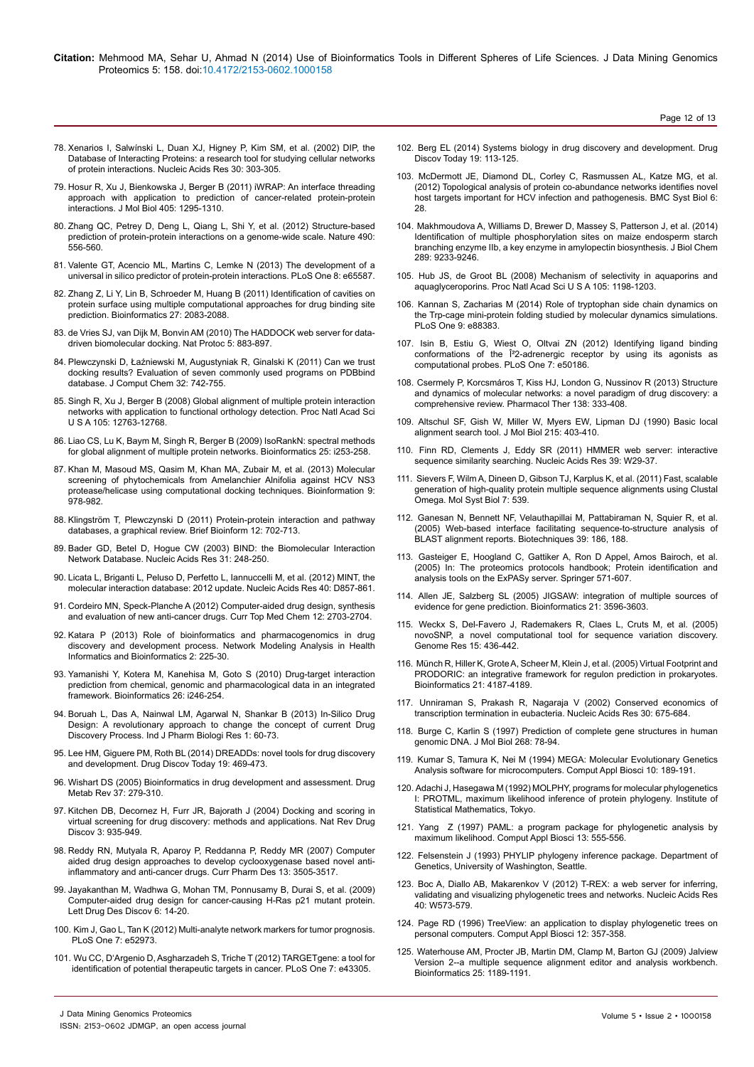78. Xenarios I, Salwínski L, Duan XJ, Higney P, Kim SM, et al. (2002) DIP, the Database of Interacting Proteins: a research tool for studying cellular networks of protein interactions. Nucleic Acids Res 30: 303-305.

79. Hosur R, Xu J, Bienkowska J, Berger B (2011) iWRAP: An interface threading approach with application to prediction of cancer-related protein-protein interactions. J Mol Biol 405: 1295-1310.

80. Zhang QC, Petrey D, Deng L, Qiang L, Shi Y, et al. (2012) Structure-based prediction of protein-protein interactions on a genome-wide scale. Nature 490: 556-560.

81. Valente GT, Acencio ML, Martins C, Lemke N (2013) The development of a universal in silico predictor of protein-protein interactions. PLoS One 8: e65587.

82. Zhang Z, Li Y, Lin B, Schroeder M, Huang B (2011) Identification of cavities on protein surface using multiple computational approaches for drug binding site prediction. Bioinformatics 27: 2083-2088.

83. de Vries SJ, van Dijk M, Bonvin AM (2010) The HADDOCK web server for data-driven biomolecular docking. Nat Protoc 5: 883-897.

84. Plewczynski D, Łaźniewski M, Augustyniak R, Ginalski K (2011) Can we trust docking results? Evaluation of seven commonly used programs on PDBbind database. J Comput Chem 32: 742-755.

85. Singh R, Xu J, Berger B (2008) Global alignment of multiple protein interaction networks with application to functional orthology detection. Proc Natl Acad Sci U S A 105: 12763-12768.

86. Liao CS, Lu K, Baym M, Singh R, Berger B (2009) IsoRankN: spectral methods for global alignment of multiple protein networks. Bioinformatics 25: i253-258.

87. Khan M, Masoud MS, Qasim M, Khan MA, Zubair M, et al. (2013) Molecular screening of phytochemicals from Amelanchier Alnifolia against HCV NS3 protease/helicase using computational docking techniques. Bioinformation 9: 978-982.

88. Klingström T, Plewczynski D (2011) Protein-protein interaction and pathway databases, a graphical review. Brief Bioinform 12: 702-713.

89. Bader GD, Betel D, Hogue CW (2003) BIND: the Biomolecular Interaction Network Database. Nucleic Acids Res 31: 248-250.

90. Licata L, Briganti L, Peluso D, Perfetto L, Iannuccelli M, et al. (2012) MINT, the molecular interaction database: 2012 update. Nucleic Acids Res 40: D857-861.

91. Cordeiro MN, Speck-Planche A (2012) Computer-aided drug design, synthesis and evaluation of new anti-cancer drugs. Curr Top Med Chem 12: 2703-2704.

92. Katara P (2013) Role of bioinformatics and pharmacogenomics in drug discovery and development process. Network Modeling Analysis in Health Informatics and Bioinformatics 2: 225-30.

93. Yamanishi Y, Kotera M, Kanehisa M, Goto S (2010) Drug-target interaction prediction from chemical, genomic and pharmacological data in an integrated framework. Bioinformatics 26: i246-254.

94. Boruah L, Das A, Nainwal LM, Agarwal N, Shankar B (2013) In-Silico Drug Design: A revolutionary approach to change the concept of current Drug Discovery Process. Ind J Pharm Biologi Res 1: 60-73.

95. Lee HM, Giguere PM, Roth BL (2014) DREADDs: novel tools for drug discovery and development. Drug Discov Today 19: 469-473.

96. Wishart DS (2005) Bioinformatics in drug development and assessment. Drug Metab Rev 37: 279-310.

97. Kitchen DB, Decornez H, Furr JR, Bajorath J (2004) Docking and scoring in virtual screening for drug discovery: methods and applications. Nat Rev Drug Discov 3: 935-949.

98. Reddy RN, Mutyala R, Aparoy P, Reddanna P, Reddy MR (2007) Computer aided drug design approaches to develop cyclooxygenase based novel anti-inflammatory and anti-cancer drugs. Curr Pharm Des 13: 3505-3517.

99. Jayakanthan M, Wadhwa G, Mohan TM, Ponnusamy B, Durai S, et al. (2009) Computer-aided drug design for cancer-causing H-Ras p21 mutant protein. Lett Drug Des Discov 6: 14-20.

100. Kim J, Gao L, Tan K (2012) Multi-analyte network markers for tumor prognosis. PLoS One 7: e52973.

101. Wu CC, D'Argenio D, Asgharzadeh S, Triche T (2012) TARGETgene: a tool for identification of potential therapeutic targets in cancer. PLoS One 7: e43305.

102. Berg EL (2014) Systems biology in drug discovery and development. Drug Discov Today 19: 113-125.

103. McDermott JE, Diamond DL, Corley C, Rasmussen AL, Katze MG, et al. (2012) Topological analysis of protein co-abundance networks identifies novel host targets important for HCV infection and pathogenesis. BMC Syst Biol 6: 28.

104. Makhmoudova A, Williams D, Brewer D, Massey S, Patterson J, et al. (2014) Identification of multiple phosphorylation sites on maize endosperm starch branching enzyme IIb, a key enzyme in amylopectin biosynthesis. J Biol Chem 289: 9233-9246.

105. Hub JS, de Groot BL (2008) Mechanism of selectivity in aquaporins and aquaglyceroporins. Proc Natl Acad Sci U S A 105: 1198-1203.

106. Kannan S, Zacharias M (2014) Role of tryptophan side chain dynamics on the Trp-cage mini-protein folding studied by molecular dynamics simulations. PLoS One 9: e88383.

107. Isin B, Estiu G, Wiest O, Oltvai ZN (2012) Identifying ligand binding conformations of the Î²2-adrenergic receptor by using its agonists as computational probes. PLoS One 7: e50186.

108. Csermely P, Korcsmáros T, Kiss HJ, London G, Nussinov R (2013) Structure and dynamics of molecular networks: a novel paradigm of drug discovery: a comprehensive review. Pharmacol Ther 138: 333-408.

109. Altschul SF, Gish W, Miller W, Myers EW, Lipman DJ (1990) Basic local alignment search tool. J Mol Biol 215: 403-410.

110. Finn RD, Clements J, Eddy SR (2011) HMMER web server: interactive sequence similarity searching. Nucleic Acids Res 39: W29-37.

111. Sievers F, Wilm A, Dineen D, Gibson TJ, Karplus K, et al. (2011) Fast, scalable generation of high-quality protein multiple sequence alignments using Clustal Omega. Mol Syst Biol 7: 539.

112. Ganesan N, Bennett NF, Velauthapillai M, Pattabiraman N, Squier R, et al. (2005) Web-based interface facilitating sequence-to-structure analysis of BLAST alignment reports. Biotechniques 39: 186, 188.

113. Gasteiger E, Hoogland C, Gattiker A, Ron D Appel, Amos Bairoch, et al. (2005) In: The proteomics protocols handbook; Protein identification and analysis tools on the ExPASy server. Springer 571-607.

114. Allen JE, Salzberg SL (2005) JIGSAW: integration of multiple sources of evidence for gene prediction. Bioinformatics 21: 3596-3603.

115. Weckx S, Del-Favero J, Rademakers R, Claes L, Cruts M, et al. (2005) novoSNP, a novel computational tool for sequence variation discovery. Genome Res 15: 436-442.

116. Münch R, Hiller K, Grote A, Scheer M, Klein J, et al. (2005) Virtual Footprint and PRODORIC: an integrative framework for regulon prediction in prokaryotes. Bioinformatics 21: 4187-4189.

117. Unniraman S, Prakash R, Nagaraja V (2002) Conserved economics of transcription termination in eubacteria. Nucleic Acids Res 30: 675-684.

118. Burge C, Karlin S (1997) Prediction of complete gene structures in human genomic DNA. J Mol Biol 268: 78-94.

119. Kumar S, Tamura K, Nei M (1994) MEGA: Molecular Evolutionary Genetics Analysis software for microcomputers. Comput Appl Biosci 10: 189-191.

120. Adachi J, Hasegawa M (1992) MOLPHY, programs for molecular phylogenetics I: PROTML, maximum likelihood inference of protein phylogeny. Institute of Statistical Mathematics, Tokyo.

121. Yang Z (1997) PAML: a program package for phylogenetic analysis by maximum likelihood. Comput Appl Biosci 13: 555-556.

122. Felsenstein J (1993) PHYLIP phylogeny inference package. Department of Genetics, University of Washington, Seattle.

123. Boc A, Diallo AB, Makarenkov V (2012) T-REX: a web server for inferring, validating and visualizing phylogenetic trees and networks. Nucleic Acids Res 40: W573-579.

124. Page RD (1996) TreeView: an application to display phylogenetic trees on personal computers. Comput Appl Biosci 12: 357-358.

125. Waterhouse AM, Procter JB, Martin DM, Clamp M, Barton GJ (2009) Jalview Version 2--a multiple sequence alignment editor and analysis workbench. Bioinformatics 25: 1189-1191.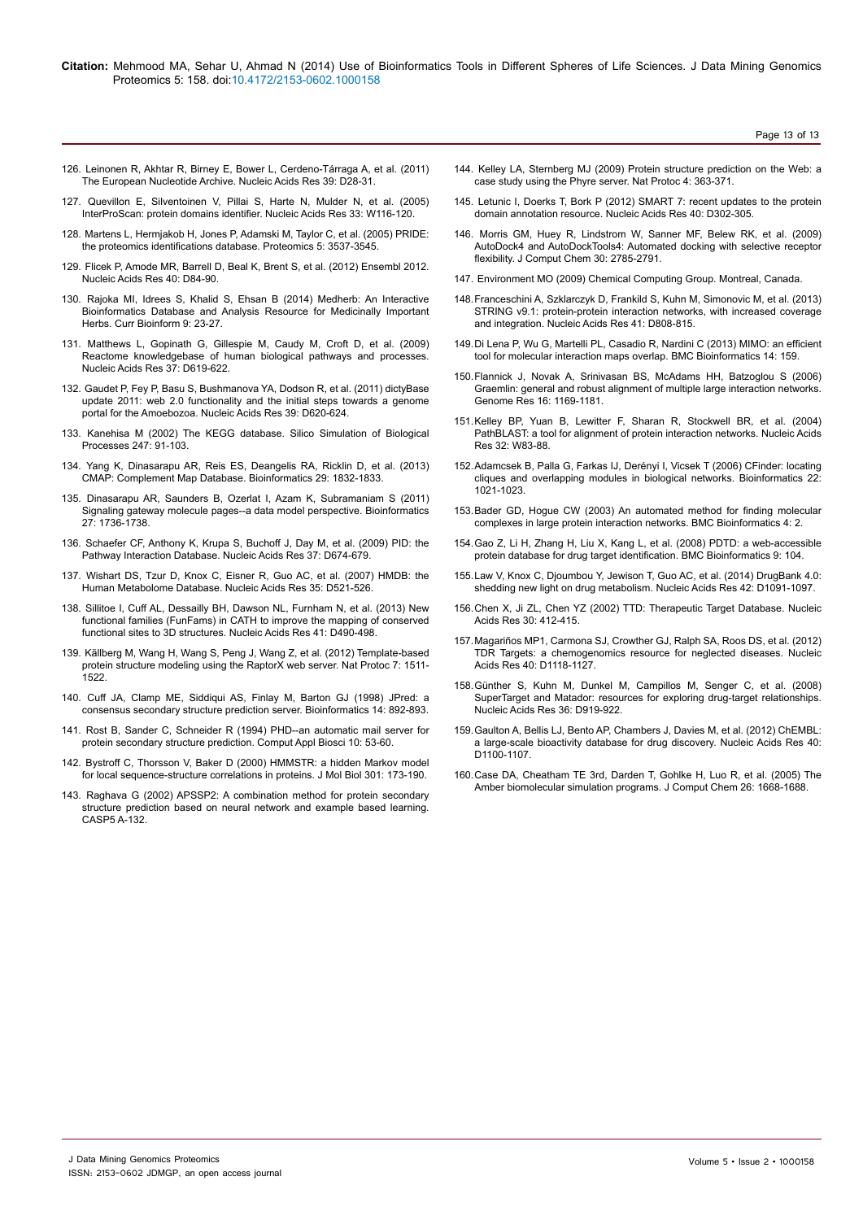126. Leinonen R, Akhtar R, Birney E, Bower L, Cerdeno-Tárraga A, et al. (2011) The European Nucleotide Archive. Nucleic Acids Res 39: D28-31.

127. Quevillon E, Silventoinen V, Pillai S, Harte N, Mulder N, et al. (2005) InterProScan: protein domains identifier. Nucleic Acids Res 33: W116-120.

128. Martens L, Hermjakob H, Jones P, Adamski M, Taylor C, et al. (2005) PRIDE: the proteomics identifications database. Proteomics 5: 3537-3545.

129. Flicek P, Amode MR, Barrell D, Beal K, Brent S, et al. (2012) Ensembl 2012. Nucleic Acids Res 40: D84-90.

130. Rajoka MI, Idrees S, Khalid S, Ehsan B (2014) Medherb: An Interactive Bioinformatics Database and Analysis Resource for Medicinally Important Herbs. Curr Bioinform 9: 23-27.

131. Matthews L, Gopinath G, Gillespie M, Caudy M, Croft D, et al. (2009) Reactome knowledgebase of human biological pathways and processes. Nucleic Acids Res 37: D619-622.

132. Gaudet P, Fey P, Basu S, Bushmanova YA, Dodson R, et al. (2011) dictyBase update 2011: web 2.0 functionality and the initial steps towards a genome portal for the Amoebozoa. Nucleic Acids Res 39: D620-624.

133. Kanehisa M (2002) The KEGG database. Silico Simulation of Biological Processes 247: 91-103.

134. Yang K, Dinasarapu AR, Reis ES, Deangelis RA, Ricklin D, et al. (2013) CMAP: Complement Map Database. Bioinformatics 29: 1832-1833.

135. Dinasarapu AR, Saunders B, Ozerlat I, Azam K, Subramaniam S (2011) Signaling gateway molecule pages--a data model perspective. Bioinformatics 27: 1736-1738.

136. Schaefer CF, Anthony K, Krupa S, Buchoff J, Day M, et al. (2009) PID: the Pathway Interaction Database. Nucleic Acids Res 37: D674-679.

137. Wishart DS, Tzur D, Knox C, Eisner R, Guo AC, et al. (2007) HMDB: the Human Metabolome Database. Nucleic Acids Res 35: D521-526.

138. Sillitoe I, Cuff AL, Dessailly BH, Dawson NL, Furnham N, et al. (2013) New functional families (FunFams) in CATH to improve the mapping of conserved functional sites to 3D structures. Nucleic Acids Res 41: D490-498.

139. Källberg M, Wang H, Wang S, Peng J, Wang Z, et al. (2012) Template-based protein structure modeling using the RaptorX web server. Nat Protoc 7: 1511-1522.

140. Cuff JA, Clamp ME, Siddiqui AS, Finlay M, Barton GJ (1998) JPred: a consensus secondary structure prediction server. Bioinformatics 14: 892-893.

141. Rost B, Sander C, Schneider R (1994) PHD--an automatic mail server for protein secondary structure prediction. Comput Appl Biosci 10: 53-60.

142. Bystroff C, Thorsson V, Baker D (2000) HMMSTR: a hidden Markov model for local sequence-structure correlations in proteins. J Mol Biol 301: 173-190.

143. Raghava G (2002) APSSP2: A combination method for protein secondary structure prediction based on neural network and example based learning. CASP5 A-132.

144. Kelley LA, Sternberg MJ (2009) Protein structure prediction on the Web: a case study using the Phyre server. Nat Protoc 4: 363-371.

145. Letunic I, Doerks T, Bork P (2012) SMART 7: recent updates to the protein domain annotation resource. Nucleic Acids Res 40: D302-305.

146. Morris GM, Huey R, Lindstrom W, Sanner MF, Belew RK, et al. (2009) AutoDock4 and AutoDockTools4: Automated docking with selective receptor flexibility. J Comput Chem 30: 2785-2791.

147. Environment MO (2009) Chemical Computing Group. Montreal, Canada.

148. Franceschini A, Szklarczyk D, Frankild S, Kuhn M, Simonovic M, et al. (2013) STRING v9.1: protein-protein interaction networks, with increased coverage and integration. Nucleic Acids Res 41: D808-815.

149. Di Lena P, Wu G, Martelli PL, Casadio R, Nardini C (2013) MIMO: an efficient tool for molecular interaction maps overlap. BMC Bioinformatics 14: 159.

150. Flannick J, Novak A, Srinivasan BS, McAdams HH, Batzoglou S (2006) Graemlin: general and robust alignment of multiple large interaction networks. Genome Res 16: 1169-1181.

151. Kelley BP, Yuan B, Lewitter F, Sharan R, Stockwell BR, et al. (2004) PathBLAST: a tool for alignment of protein interaction networks. Nucleic Acids Res 32: W83-88.

152. Adamcsek B, Palla G, Farkas IJ, Derényi I, Vicsek T (2006) CFinder: locating cliques and overlapping modules in biological networks. Bioinformatics 22: 1021-1023.

153. Bader GD, Hogue CW (2003) An automated method for finding molecular complexes in large protein interaction networks. BMC Bioinformatics 4: 2.

154. Gao Z, Li H, Zhang H, Liu X, Kang L, et al. (2008) PDTD: a web-accessible protein database for drug target identification. BMC Bioinformatics 9: 104.

155. Law V, Knox C, Djoumbou Y, Jewison T, Guo AC, et al. (2014) DrugBank 4.0: shedding new light on drug metabolism. Nucleic Acids Res 42: D1091-1097.

156. Chen X, Ji ZL, Chen YZ (2002) TTD: Therapeutic Target Database. Nucleic Acids Res 30: 412-415.

157. Magariños MP1, Carmona SJ, Crowther GJ, Ralph SA, Roos DS, et al. (2012) TDR Targets: a chemogenomics resource for neglected diseases. Nucleic Acids Res 40: D1118-1127.

158. Günther S, Kuhn M, Dunkel M, Campillos M, Senger C, et al. (2008) SuperTarget and Matador: resources for exploring drug-target relationships. Nucleic Acids Res 36: D919-922.

159. Gaulton A, Bellis LJ, Bento AP, Chambers J, Davies M, et al. (2012) ChEMBL: a large-scale bioactivity database for drug discovery. Nucleic Acids Res 40: D1100-1107.

160. Case DA, Cheatham TE 3rd, Darden T, Gohlke H, Luo R, et al. (2005) The Amber biomolecular simulation programs. J Comput Chem 26: 1668-1688.